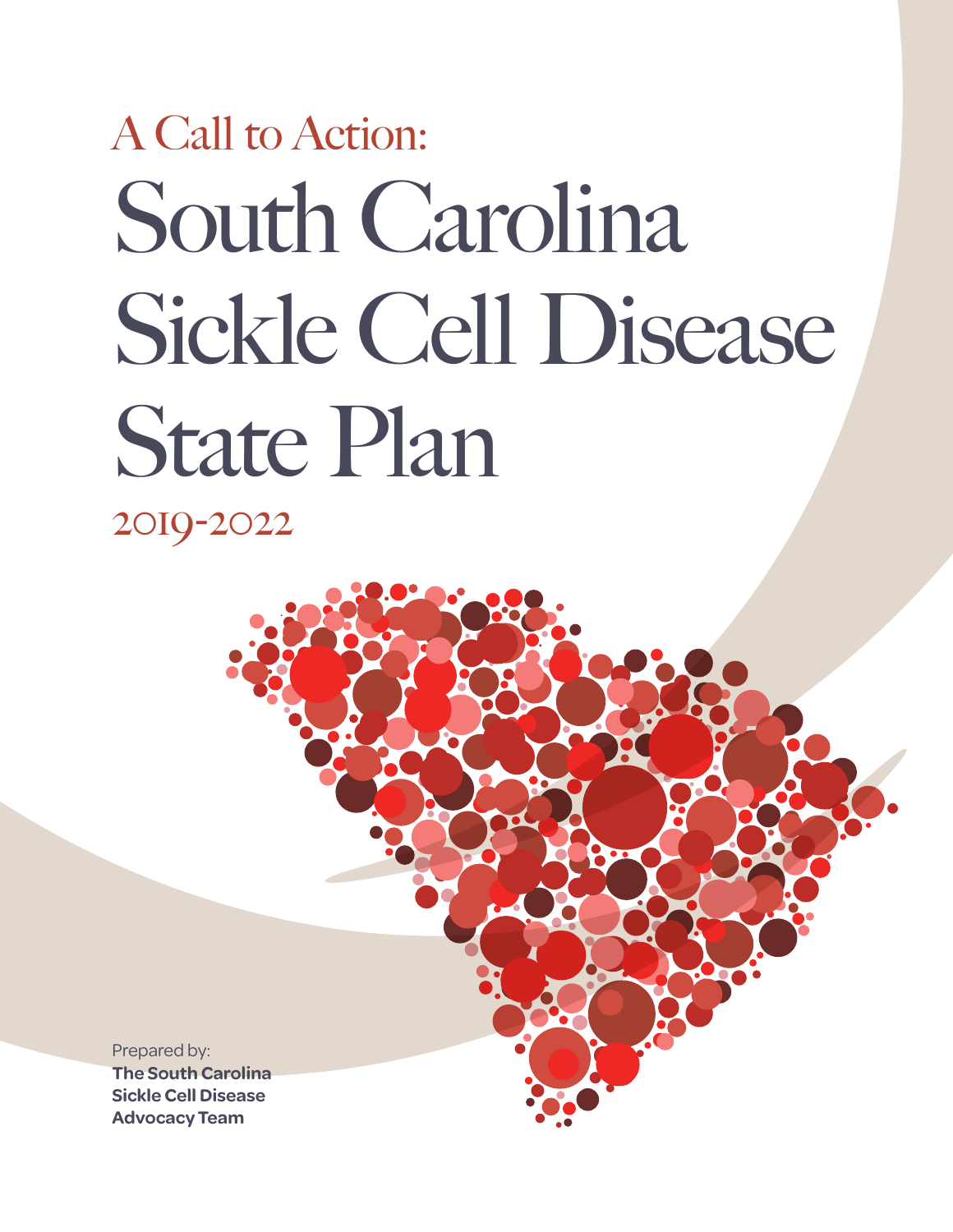A Call to Action:

# South Carolina Sickle Cell Disease State Plan

2019-2022

Prepared by:
**The South Carolina Sickle Cell Disease Advocacy Team**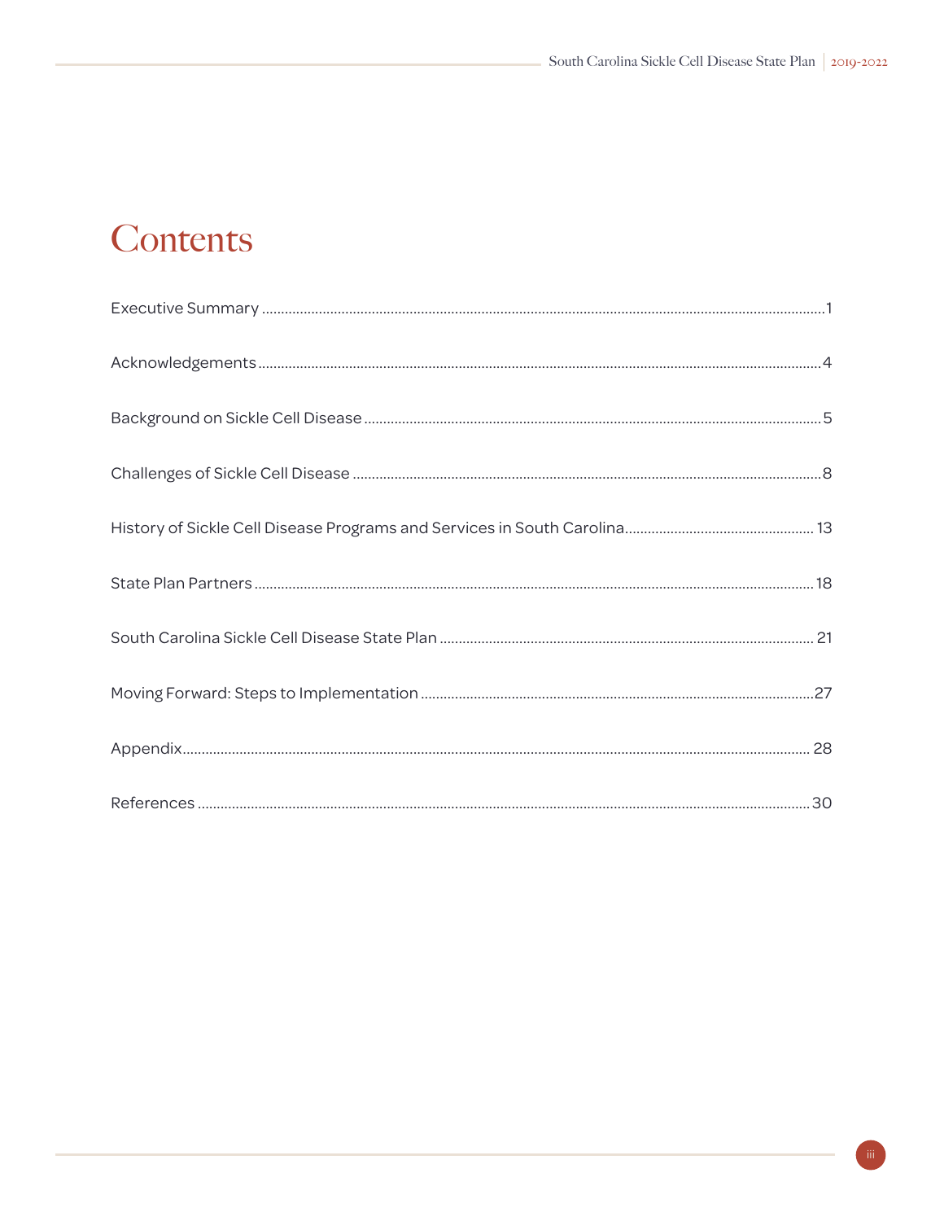# Contents

Executive Summary ......................................................................... 1

Acknowledgements ......................................................................... 4

Background on Sickle Cell Disease ......................................................................... 5

Challenges of Sickle Cell Disease ......................................................................... 8

History of Sickle Cell Disease Programs and Services in South Carolina ......................................................................... 13

State Plan Partners ......................................................................... 18

South Carolina Sickle Cell Disease State Plan ......................................................................... 21

Moving Forward: Steps to Implementation ......................................................................... 27

Appendix ......................................................................... 28

References ......................................................................... 30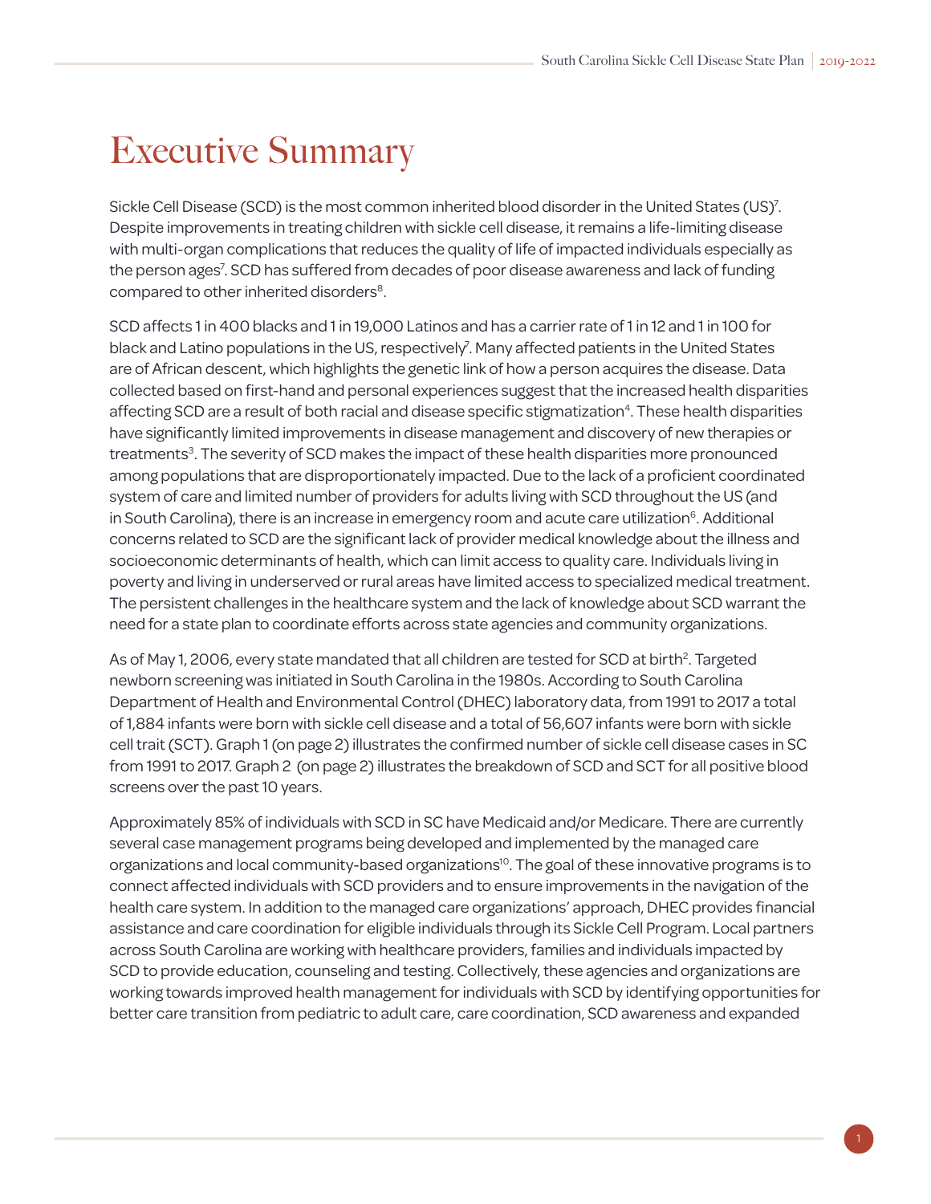# Executive Summary

Sickle Cell Disease (SCD) is the most common inherited blood disorder in the United States (US)[7]. Despite improvements in treating children with sickle cell disease, it remains a life-limiting disease with multi-organ complications that reduces the quality of life of impacted individuals especially as the person ages[7]. SCD has suffered from decades of poor disease awareness and lack of funding compared to other inherited disorders[8].

SCD affects 1 in 400 blacks and 1 in 19,000 Latinos and has a carrier rate of 1 in 12 and 1 in 100 for black and Latino populations in the US, respectively[7]. Many affected patients in the United States are of African descent, which highlights the genetic link of how a person acquires the disease. Data collected based on first-hand and personal experiences suggest that the increased health disparities affecting SCD are a result of both racial and disease specific stigmatization[4]. These health disparities have significantly limited improvements in disease management and discovery of new therapies or treatments[3]. The severity of SCD makes the impact of these health disparities more pronounced among populations that are disproportionately impacted. Due to the lack of a proficient coordinated system of care and limited number of providers for adults living with SCD throughout the US (and in South Carolina), there is an increase in emergency room and acute care utilization[6]. Additional concerns related to SCD are the significant lack of provider medical knowledge about the illness and socioeconomic determinants of health, which can limit access to quality care. Individuals living in poverty and living in underserved or rural areas have limited access to specialized medical treatment. The persistent challenges in the healthcare system and the lack of knowledge about SCD warrant the need for a state plan to coordinate efforts across state agencies and community organizations.

As of May 1, 2006, every state mandated that all children are tested for SCD at birth[2]. Targeted newborn screening was initiated in South Carolina in the 1980s. According to South Carolina Department of Health and Environmental Control (DHEC) laboratory data, from 1991 to 2017 a total of 1,884 infants were born with sickle cell disease and a total of 56,607 infants were born with sickle cell trait (SCT). Graph 1 (on page 2) illustrates the confirmed number of sickle cell disease cases in SC from 1991 to 2017. Graph 2 (on page 2) illustrates the breakdown of SCD and SCT for all positive blood screens over the past 10 years.

Approximately 85% of individuals with SCD in SC have Medicaid and/or Medicare. There are currently several case management programs being developed and implemented by the managed care organizations and local community-based organizations[10]. The goal of these innovative programs is to connect affected individuals with SCD providers and to ensure improvements in the navigation of the health care system. In addition to the managed care organizations' approach, DHEC provides financial assistance and care coordination for eligible individuals through its Sickle Cell Program. Local partners across South Carolina are working with healthcare providers, families and individuals impacted by SCD to provide education, counseling and testing. Collectively, these agencies and organizations are working towards improved health management for individuals with SCD by identifying opportunities for better care transition from pediatric to adult care, care coordination, SCD awareness and expanded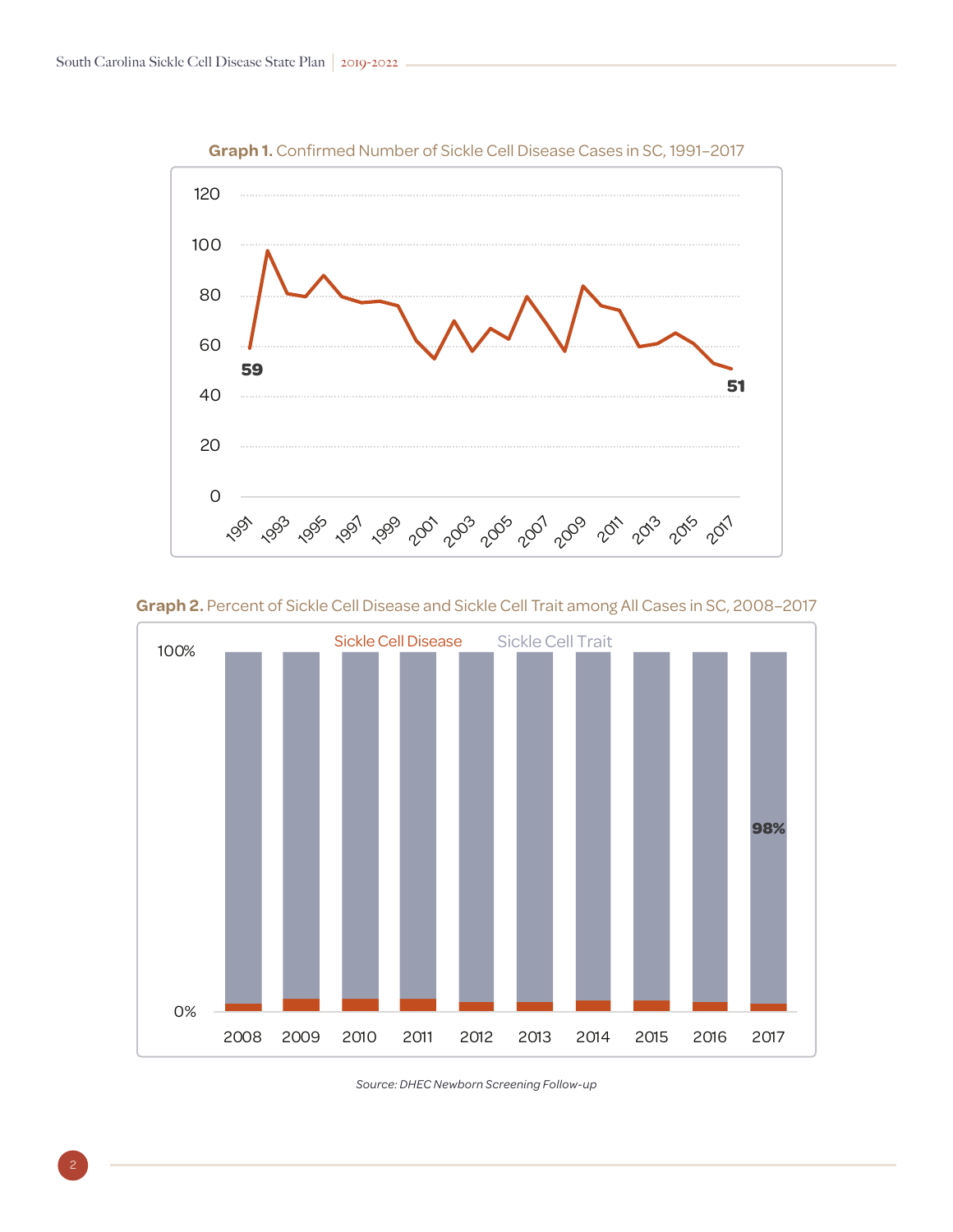**Graph 1.** Confirmed Number of Sickle Cell Disease Cases in SC, 1991–2017

**Graph 2.** Percent of Sickle Cell Disease and Sickle Cell Trait among All Cases in SC, 2008–2017

*Source: DHEC Newborn Screening Follow-up*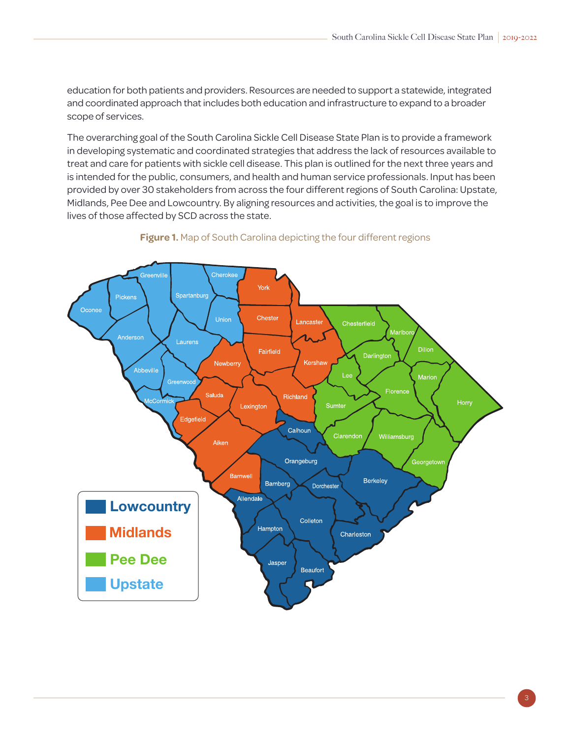education for both patients and providers. Resources are needed to support a statewide, integrated and coordinated approach that includes both education and infrastructure to expand to a broader scope of services.

The overarching goal of the South Carolina Sickle Cell Disease State Plan is to provide a framework in developing systematic and coordinated strategies that address the lack of resources available to treat and care for patients with sickle cell disease. This plan is outlined for the next three years and is intended for the public, consumers, and health and human service professionals. Input has been provided by over 30 stakeholders from across the four different regions of South Carolina: Upstate, Midlands, Pee Dee and Lowcountry. By aligning resources and activities, the goal is to improve the lives of those affected by SCD across the state.

**Figure 1.** Map of South Carolina depicting the four different regions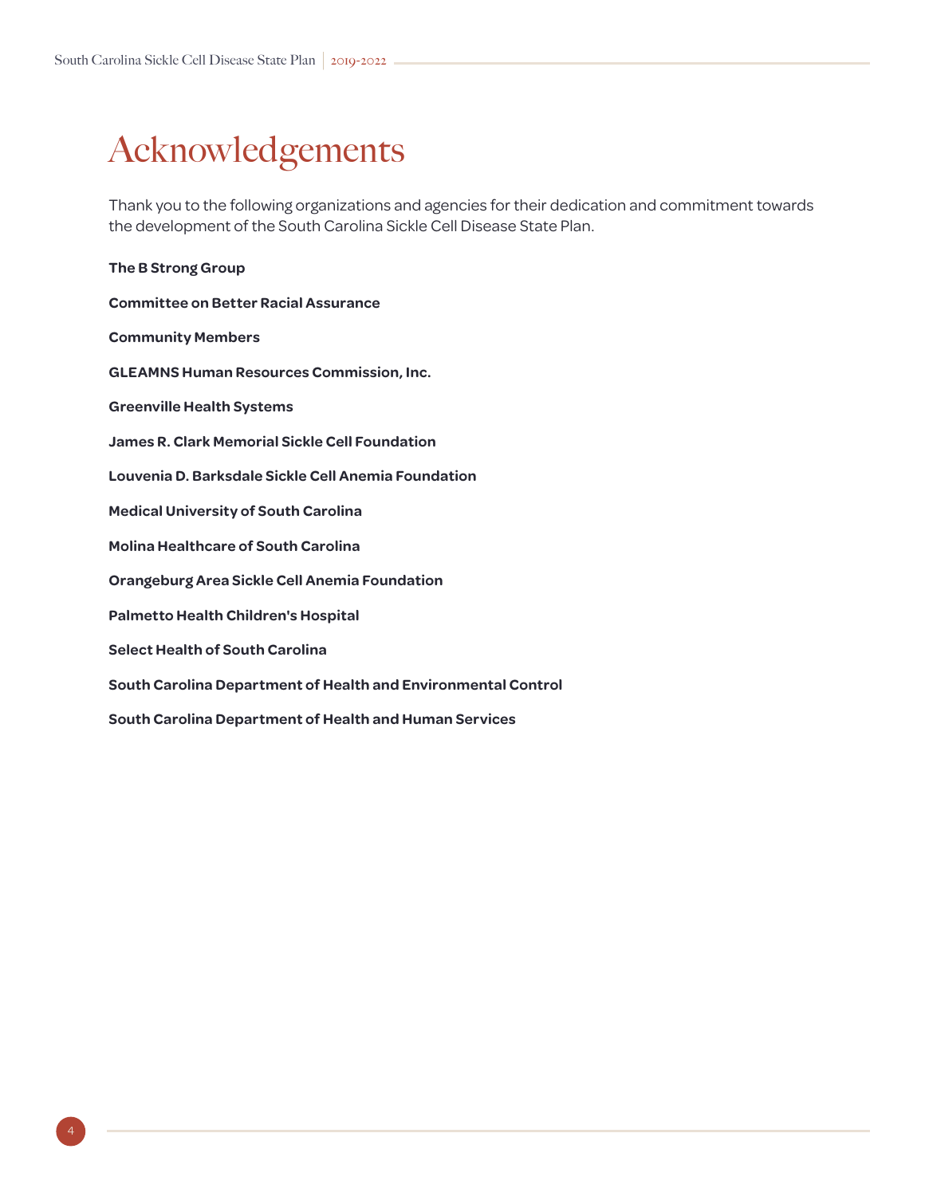# Acknowledgements

Thank you to the following organizations and agencies for their dedication and commitment towards the development of the South Carolina Sickle Cell Disease State Plan.

**The B Strong Group**

**Committee on Better Racial Assurance**

**Community Members**

**GLEAMNS Human Resources Commission, Inc.**

**Greenville Health Systems**

**James R. Clark Memorial Sickle Cell Foundation**

**Louvenia D. Barksdale Sickle Cell Anemia Foundation**

**Medical University of South Carolina**

**Molina Healthcare of South Carolina**

**Orangeburg Area Sickle Cell Anemia Foundation**

**Palmetto Health Children's Hospital**

**Select Health of South Carolina**

**South Carolina Department of Health and Environmental Control**

**South Carolina Department of Health and Human Services**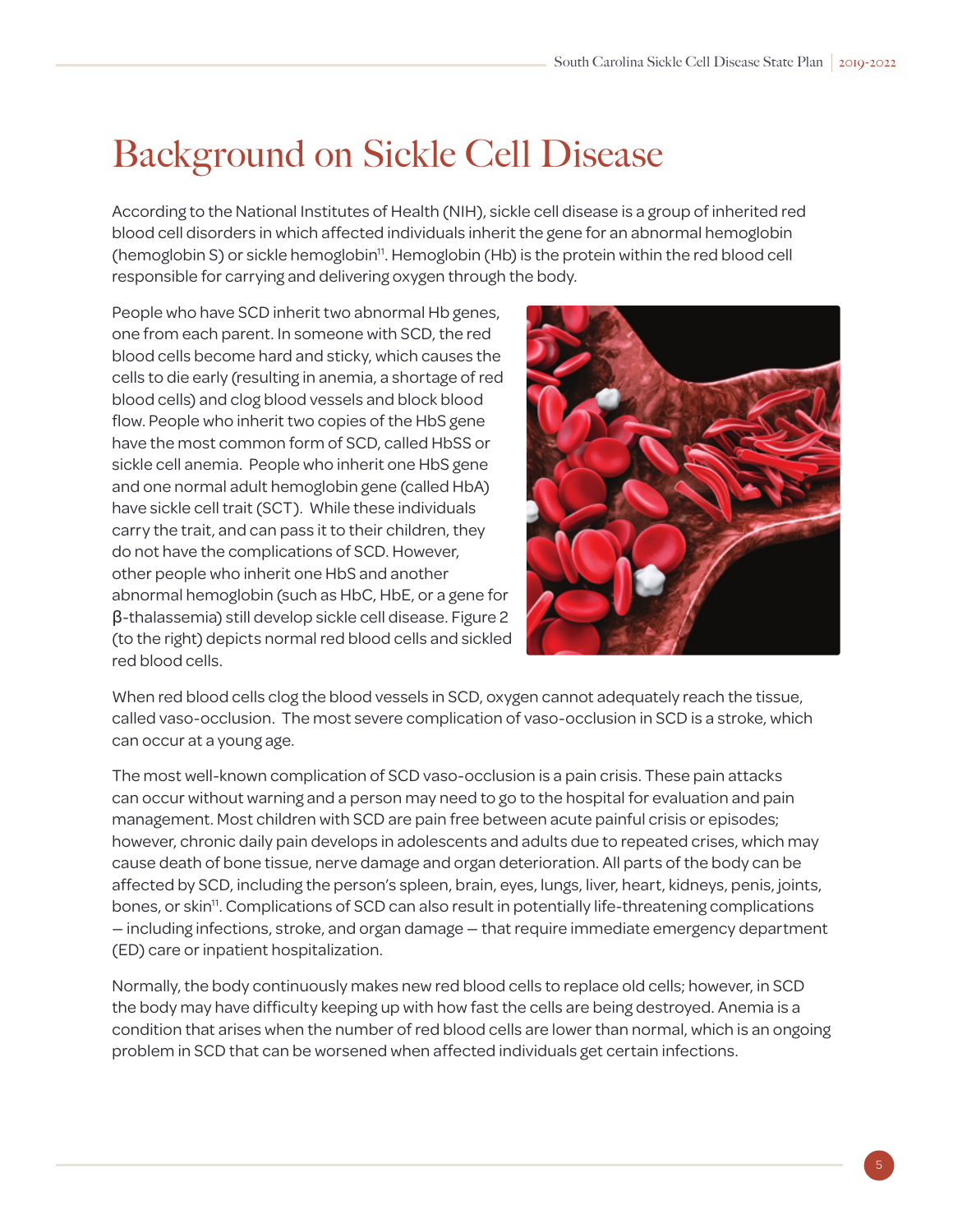# Background on Sickle Cell Disease

According to the National Institutes of Health (NIH), sickle cell disease is a group of inherited red blood cell disorders in which affected individuals inherit the gene for an abnormal hemoglobin (hemoglobin S) or sickle hemoglobin[11]. Hemoglobin (Hb) is the protein within the red blood cell responsible for carrying and delivering oxygen through the body.

People who have SCD inherit two abnormal Hb genes, one from each parent. In someone with SCD, the red blood cells become hard and sticky, which causes the cells to die early (resulting in anemia, a shortage of red blood cells) and clog blood vessels and block blood flow. People who inherit two copies of the HbS gene have the most common form of SCD, called HbSS or sickle cell anemia. People who inherit one HbS gene and one normal adult hemoglobin gene (called HbA) have sickle cell trait (SCT). While these individuals carry the trait, and can pass it to their children, they do not have the complications of SCD. However, other people who inherit one HbS and another abnormal hemoglobin (such as HbC, HbE, or a gene for β-thalassemia) still develop sickle cell disease. Figure 2 (to the right) depicts normal red blood cells and sickled red blood cells.

When red blood cells clog the blood vessels in SCD, oxygen cannot adequately reach the tissue, called vaso-occlusion. The most severe complication of vaso-occlusion in SCD is a stroke, which can occur at a young age.

The most well-known complication of SCD vaso-occlusion is a pain crisis. These pain attacks can occur without warning and a person may need to go to the hospital for evaluation and pain management. Most children with SCD are pain free between acute painful crisis or episodes; however, chronic daily pain develops in adolescents and adults due to repeated crises, which may cause death of bone tissue, nerve damage and organ deterioration. All parts of the body can be affected by SCD, including the person's spleen, brain, eyes, lungs, liver, heart, kidneys, penis, joints, bones, or skin[11]. Complications of SCD can also result in potentially life-threatening complications – including infections, stroke, and organ damage – that require immediate emergency department (ED) care or inpatient hospitalization.

Normally, the body continuously makes new red blood cells to replace old cells; however, in SCD the body may have difficulty keeping up with how fast the cells are being destroyed. Anemia is a condition that arises when the number of red blood cells are lower than normal, which is an ongoing problem in SCD that can be worsened when affected individuals get certain infections.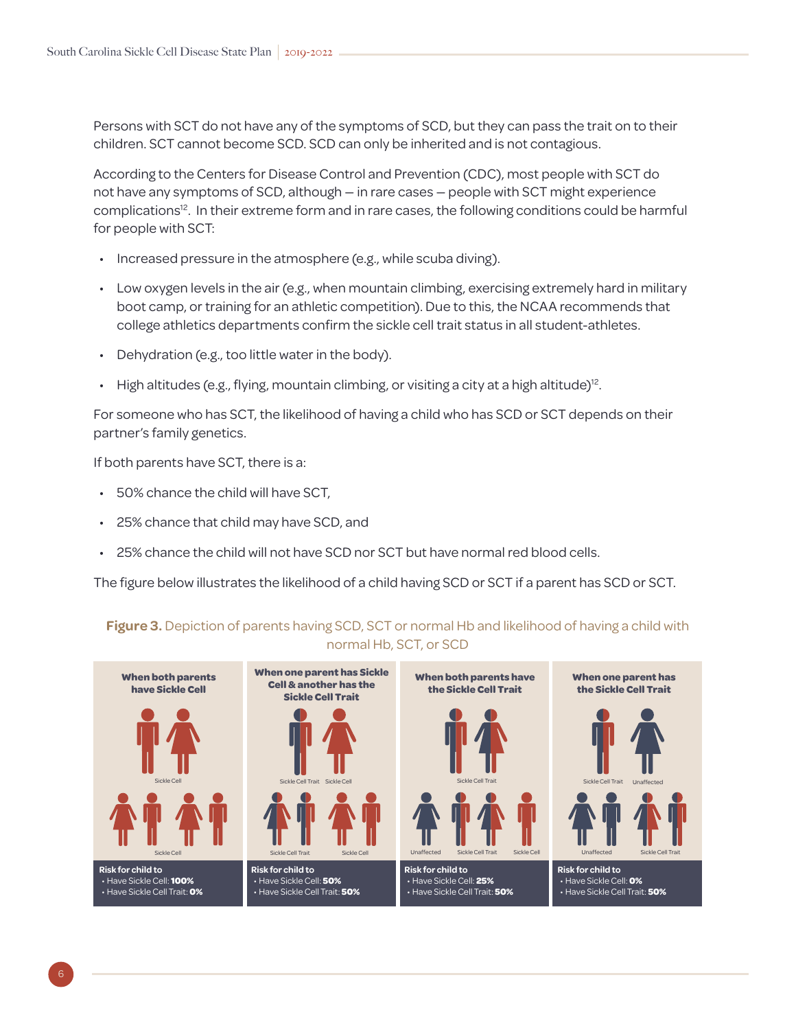Persons with SCT do not have any of the symptoms of SCD, but they can pass the trait on to their children. SCT cannot become SCD. SCD can only be inherited and is not contagious.

According to the Centers for Disease Control and Prevention (CDC), most people with SCT do not have any symptoms of SCD, although — in rare cases — people with SCT might experience complications[12]. In their extreme form and in rare cases, the following conditions could be harmful for people with SCT:

- Increased pressure in the atmosphere (e.g., while scuba diving).
- Low oxygen levels in the air (e.g., when mountain climbing, exercising extremely hard in military boot camp, or training for an athletic competition). Due to this, the NCAA recommends that college athletics departments confirm the sickle cell trait status in all student-athletes.
- Dehydration (e.g., too little water in the body).
- High altitudes (e.g., flying, mountain climbing, or visiting a city at a high altitude)[12].

For someone who has SCT, the likelihood of having a child who has SCD or SCT depends on their partner's family genetics.

If both parents have SCT, there is a:

- 50% chance the child will have SCT,
- 25% chance that child may have SCD, and
- 25% chance the child will not have SCD nor SCT but have normal red blood cells.

The figure below illustrates the likelihood of a child having SCD or SCT if a parent has SCD or SCT.

**Figure 3.** Depiction of parents having SCD, SCT or normal Hb and likelihood of having a child with normal Hb, SCT, or SCD

| When both parents have Sickle Cell | When one parent has Sickle Cell & another has the Sickle Cell Trait | When both parents have the Sickle Cell Trait | When one parent has the Sickle Cell Trait |
|---|---|---|---|
| Parents: Sickle Cell | Parents: Sickle Cell Trait, Sickle Cell | Parents: Sickle Cell Trait | Parents: Sickle Cell Trait, Unaffected |
| Children: Sickle Cell | Children: Sickle Cell Trait, Sickle Cell | Children: Unaffected, Sickle Cell Trait, Sickle Cell | Children: Unaffected, Sickle Cell Trait |
| Risk for child to<br>• Have Sickle Cell: **100%**<br>• Have Sickle Cell Trait: **0%** | Risk for child to<br>• Have Sickle Cell: **50%**<br>• Have Sickle Cell Trait: **50%** | Risk for child to<br>• Have Sickle Cell: **25%**<br>• Have Sickle Cell Trait: **50%** | Risk for child to<br>• Have Sickle Cell: **0%**<br>• Have Sickle Cell Trait: **50%** |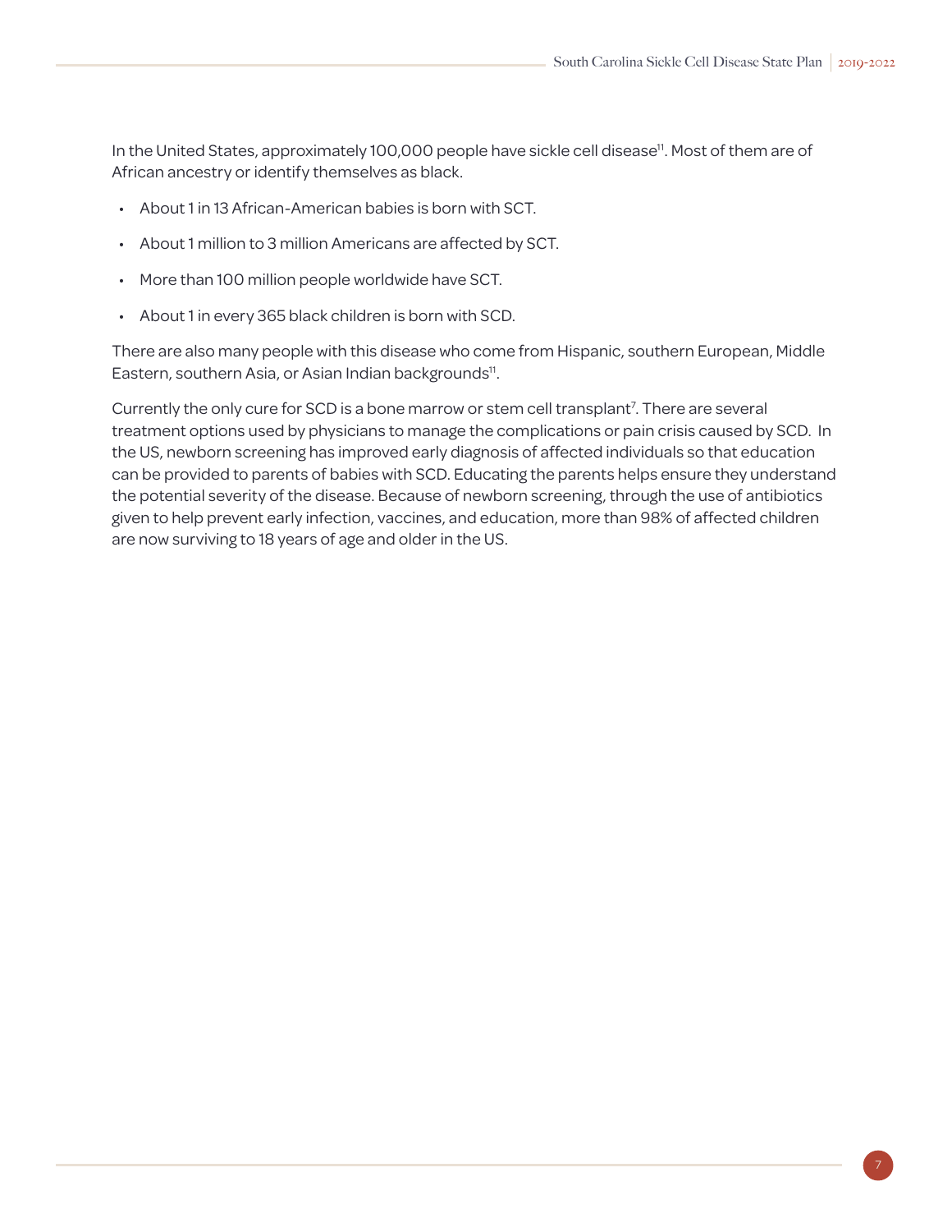In the United States, approximately 100,000 people have sickle cell disease[11]. Most of them are of African ancestry or identify themselves as black.

- About 1 in 13 African-American babies is born with SCT.
- About 1 million to 3 million Americans are affected by SCT.
- More than 100 million people worldwide have SCT.
- About 1 in every 365 black children is born with SCD.

There are also many people with this disease who come from Hispanic, southern European, Middle Eastern, southern Asia, or Asian Indian backgrounds[11].

Currently the only cure for SCD is a bone marrow or stem cell transplant[7]. There are several treatment options used by physicians to manage the complications or pain crisis caused by SCD. In the US, newborn screening has improved early diagnosis of affected individuals so that education can be provided to parents of babies with SCD. Educating the parents helps ensure they understand the potential severity of the disease. Because of newborn screening, through the use of antibiotics given to help prevent early infection, vaccines, and education, more than 98% of affected children are now surviving to 18 years of age and older in the US.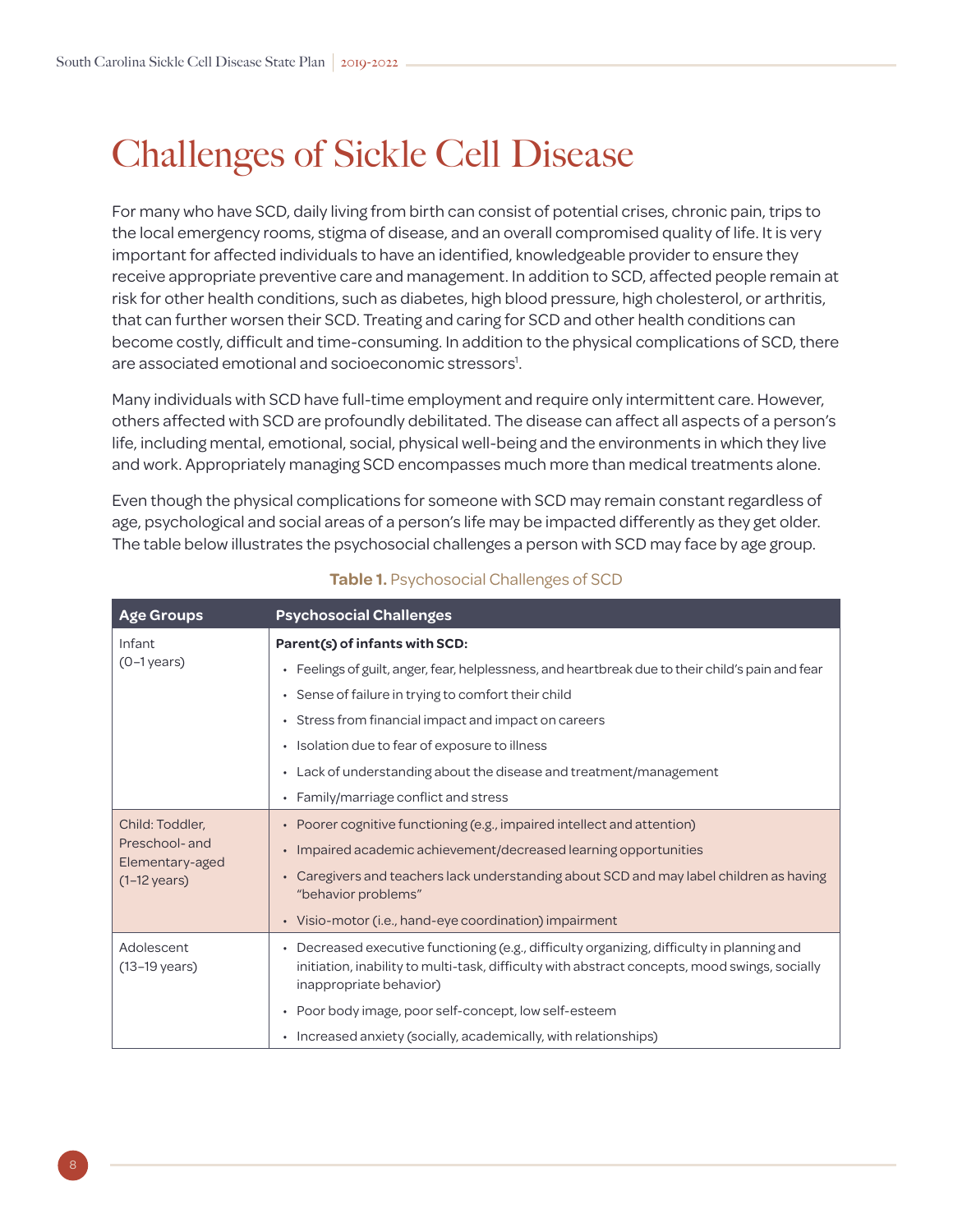# Challenges of Sickle Cell Disease

For many who have SCD, daily living from birth can consist of potential crises, chronic pain, trips to the local emergency rooms, stigma of disease, and an overall compromised quality of life. It is very important for affected individuals to have an identified, knowledgeable provider to ensure they receive appropriate preventive care and management. In addition to SCD, affected people remain at risk for other health conditions, such as diabetes, high blood pressure, high cholesterol, or arthritis, that can further worsen their SCD. Treating and caring for SCD and other health conditions can become costly, difficult and time-consuming. In addition to the physical complications of SCD, there are associated emotional and socioeconomic stressors[1].

Many individuals with SCD have full-time employment and require only intermittent care. However, others affected with SCD are profoundly debilitated. The disease can affect all aspects of a person's life, including mental, emotional, social, physical well-being and the environments in which they live and work. Appropriately managing SCD encompasses much more than medical treatments alone.

Even though the physical complications for someone with SCD may remain constant regardless of age, psychological and social areas of a person's life may be impacted differently as they get older. The table below illustrates the psychosocial challenges a person with SCD may face by age group.

**Table 1.** Psychosocial Challenges of SCD

| Age Groups | Psychosocial Challenges |
|---|---|
| Infant (0–1 years) | **Parent(s) of infants with SCD:**<br>• Feelings of guilt, anger, fear, helplessness, and heartbreak due to their child's pain and fear<br>• Sense of failure in trying to comfort their child<br>• Stress from financial impact and impact on careers<br>• Isolation due to fear of exposure to illness<br>• Lack of understanding about the disease and treatment/management<br>• Family/marriage conflict and stress |
| Child: Toddler, Preschool- and Elementary-aged (1–12 years) | • Poorer cognitive functioning (e.g., impaired intellect and attention)<br>• Impaired academic achievement/decreased learning opportunities<br>• Caregivers and teachers lack understanding about SCD and may label children as having "behavior problems"<br>• Visio-motor (i.e., hand-eye coordination) impairment |
| Adolescent (13–19 years) | • Decreased executive functioning (e.g., difficulty organizing, difficulty in planning and initiation, inability to multi-task, difficulty with abstract concepts, mood swings, socially inappropriate behavior)<br>• Poor body image, poor self-concept, low self-esteem<br>• Increased anxiety (socially, academically, with relationships) |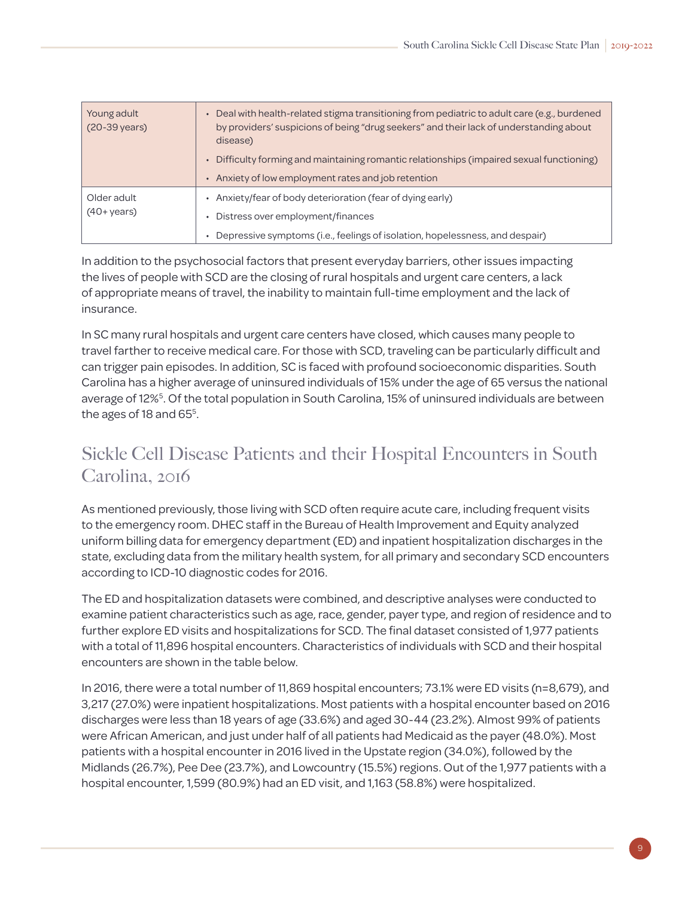| | |
|---|---|
| Young adult (20-39 years) | • Deal with health-related stigma transitioning from pediatric to adult care (e.g., burdened by providers' suspicions of being "drug seekers" and their lack of understanding about disease)<br>• Difficulty forming and maintaining romantic relationships (impaired sexual functioning)<br>• Anxiety of low employment rates and job retention |
| Older adult (40+ years) | • Anxiety/fear of body deterioration (fear of dying early)<br>• Distress over employment/finances<br>• Depressive symptoms (i.e., feelings of isolation, hopelessness, and despair) |

In addition to the psychosocial factors that present everyday barriers, other issues impacting the lives of people with SCD are the closing of rural hospitals and urgent care centers, a lack of appropriate means of travel, the inability to maintain full-time employment and the lack of insurance.

In SC many rural hospitals and urgent care centers have closed, which causes many people to travel farther to receive medical care. For those with SCD, traveling can be particularly difficult and can trigger pain episodes. In addition, SC is faced with profound socioeconomic disparities. South Carolina has a higher average of uninsured individuals of 15% under the age of 65 versus the national average of 12%[5]. Of the total population in South Carolina, 15% of uninsured individuals are between the ages of 18 and 65[5].

## Sickle Cell Disease Patients and their Hospital Encounters in South Carolina, 2016

As mentioned previously, those living with SCD often require acute care, including frequent visits to the emergency room. DHEC staff in the Bureau of Health Improvement and Equity analyzed uniform billing data for emergency department (ED) and inpatient hospitalization discharges in the state, excluding data from the military health system, for all primary and secondary SCD encounters according to ICD-10 diagnostic codes for 2016.

The ED and hospitalization datasets were combined, and descriptive analyses were conducted to examine patient characteristics such as age, race, gender, payer type, and region of residence and to further explore ED visits and hospitalizations for SCD. The final dataset consisted of 1,977 patients with a total of 11,896 hospital encounters. Characteristics of individuals with SCD and their hospital encounters are shown in the table below.

In 2016, there were a total number of 11,869 hospital encounters; 73.1% were ED visits (n=8,679), and 3,217 (27.0%) were inpatient hospitalizations. Most patients with a hospital encounter based on 2016 discharges were less than 18 years of age (33.6%) and aged 30-44 (23.2%). Almost 99% of patients were African American, and just under half of all patients had Medicaid as the payer (48.0%). Most patients with a hospital encounter in 2016 lived in the Upstate region (34.0%), followed by the Midlands (26.7%), Pee Dee (23.7%), and Lowcountry (15.5%) regions. Out of the 1,977 patients with a hospital encounter, 1,599 (80.9%) had an ED visit, and 1,163 (58.8%) were hospitalized.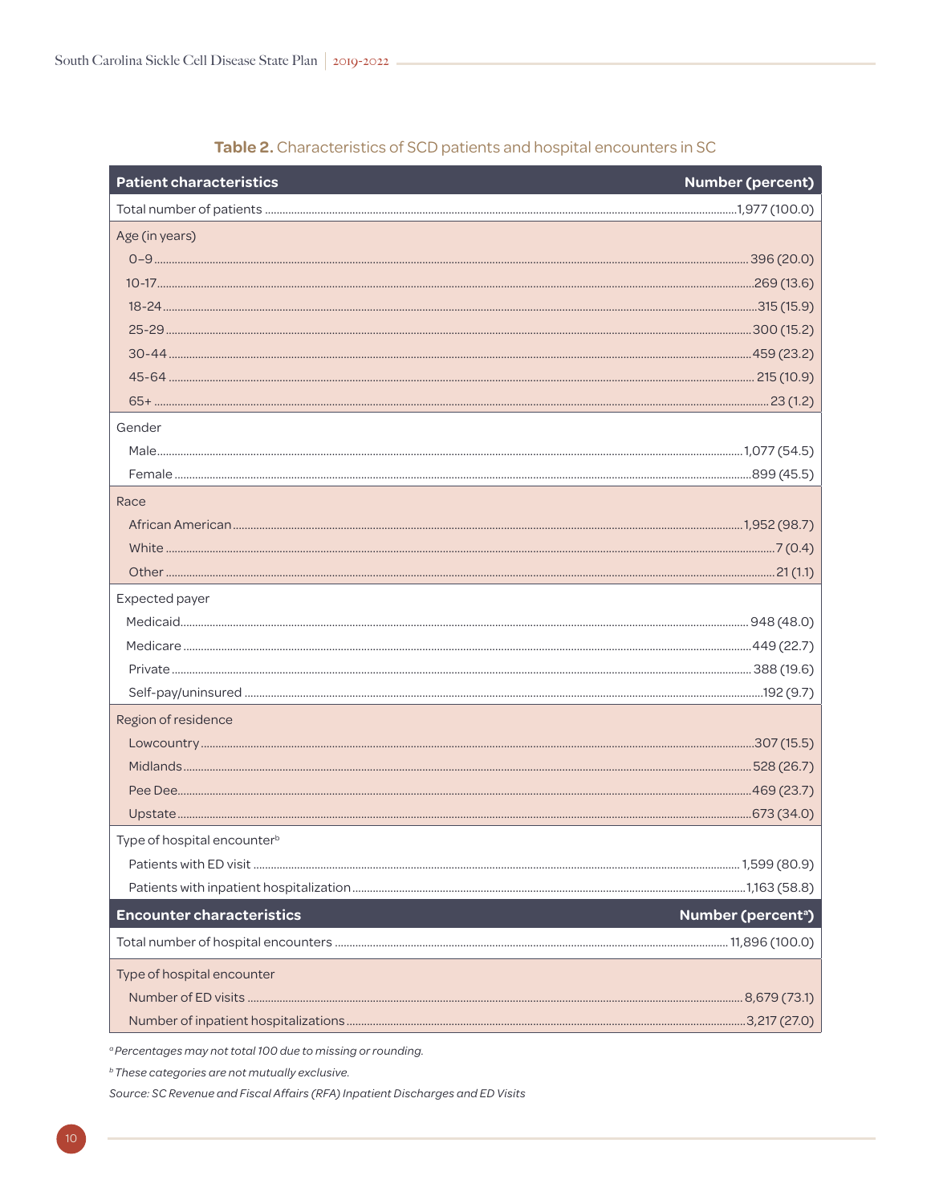**Table 2.** Characteristics of SCD patients and hospital encounters in SC

| Patient characteristics | Number (percent) |
|---|---|
| Total number of patients | 1,977 (100.0) |
| Age (in years) | |
| 0–9 | 396 (20.0) |
| 10-17 | 269 (13.6) |
| 18-24 | 315 (15.9) |
| 25-29 | 300 (15.2) |
| 30-44 | 459 (23.2) |
| 45-64 | 215 (10.9) |
| 65+ | 23 (1.2) |
| Gender | |
| Male | 1,077 (54.5) |
| Female | 899 (45.5) |
| Race | |
| African American | 1,952 (98.7) |
| White | 7 (0.4) |
| Other | 21 (1.1) |
| Expected payer | |
| Medicaid | 948 (48.0) |
| Medicare | 449 (22.7) |
| Private | 388 (19.6) |
| Self-pay/uninsured | 192 (9.7) |
| Region of residence | |
| Lowcountry | 307 (15.5) |
| Midlands | 528 (26.7) |
| Pee Dee | 469 (23.7) |
| Upstate | 673 (34.0) |
| Type of hospital encounter[b] | |
| Patients with ED visit | 1,599 (80.9) |
| Patients with inpatient hospitalization | 1,163 (58.8) |
| **Encounter characteristics** | **Number (percent[a])** |
| Total number of hospital encounters | 11,896 (100.0) |
| Type of hospital encounter | |
| Number of ED visits | 8,679 (73.1) |
| Number of inpatient hospitalizations | 3,217 (27.0) |

[a] *Percentages may not total 100 due to missing or rounding.*

[b] *These categories are not mutually exclusive.*

*Source: SC Revenue and Fiscal Affairs (RFA) Inpatient Discharges and ED Visits*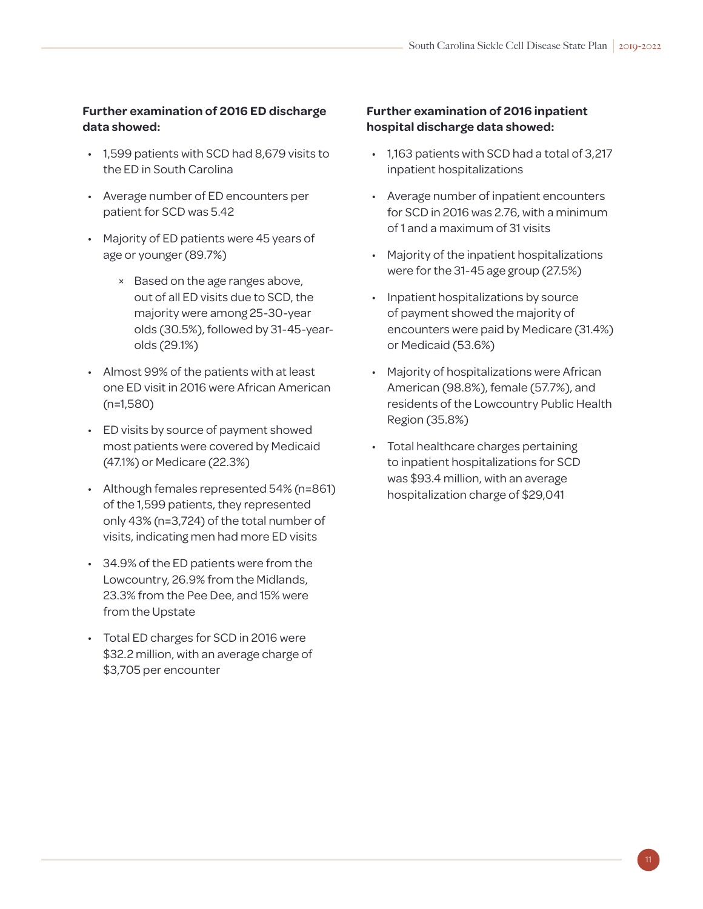**Further examination of 2016 ED discharge data showed:**

- 1,599 patients with SCD had 8,679 visits to the ED in South Carolina
- Average number of ED encounters per patient for SCD was 5.42
- Majority of ED patients were 45 years of age or younger (89.7%)
    - Based on the age ranges above, out of all ED visits due to SCD, the majority were among 25-30-year olds (30.5%), followed by 31-45-year-olds (29.1%)
- Almost 99% of the patients with at least one ED visit in 2016 were African American (n=1,580)
- ED visits by source of payment showed most patients were covered by Medicaid (47.1%) or Medicare (22.3%)
- Although females represented 54% (n=861) of the 1,599 patients, they represented only 43% (n=3,724) of the total number of visits, indicating men had more ED visits
- 34.9% of the ED patients were from the Lowcountry, 26.9% from the Midlands, 23.3% from the Pee Dee, and 15% were from the Upstate
- Total ED charges for SCD in 2016 were $32.2 million, with an average charge of $3,705 per encounter

**Further examination of 2016 inpatient hospital discharge data showed:**

- 1,163 patients with SCD had a total of 3,217 inpatient hospitalizations
- Average number of inpatient encounters for SCD in 2016 was 2.76, with a minimum of 1 and a maximum of 31 visits
- Majority of the inpatient hospitalizations were for the 31-45 age group (27.5%)
- Inpatient hospitalizations by source of payment showed the majority of encounters were paid by Medicare (31.4%) or Medicaid (53.6%)
- Majority of hospitalizations were African American (98.8%), female (57.7%), and residents of the Lowcountry Public Health Region (35.8%)
- Total healthcare charges pertaining to inpatient hospitalizations for SCD was $93.4 million, with an average hospitalization charge of $29,041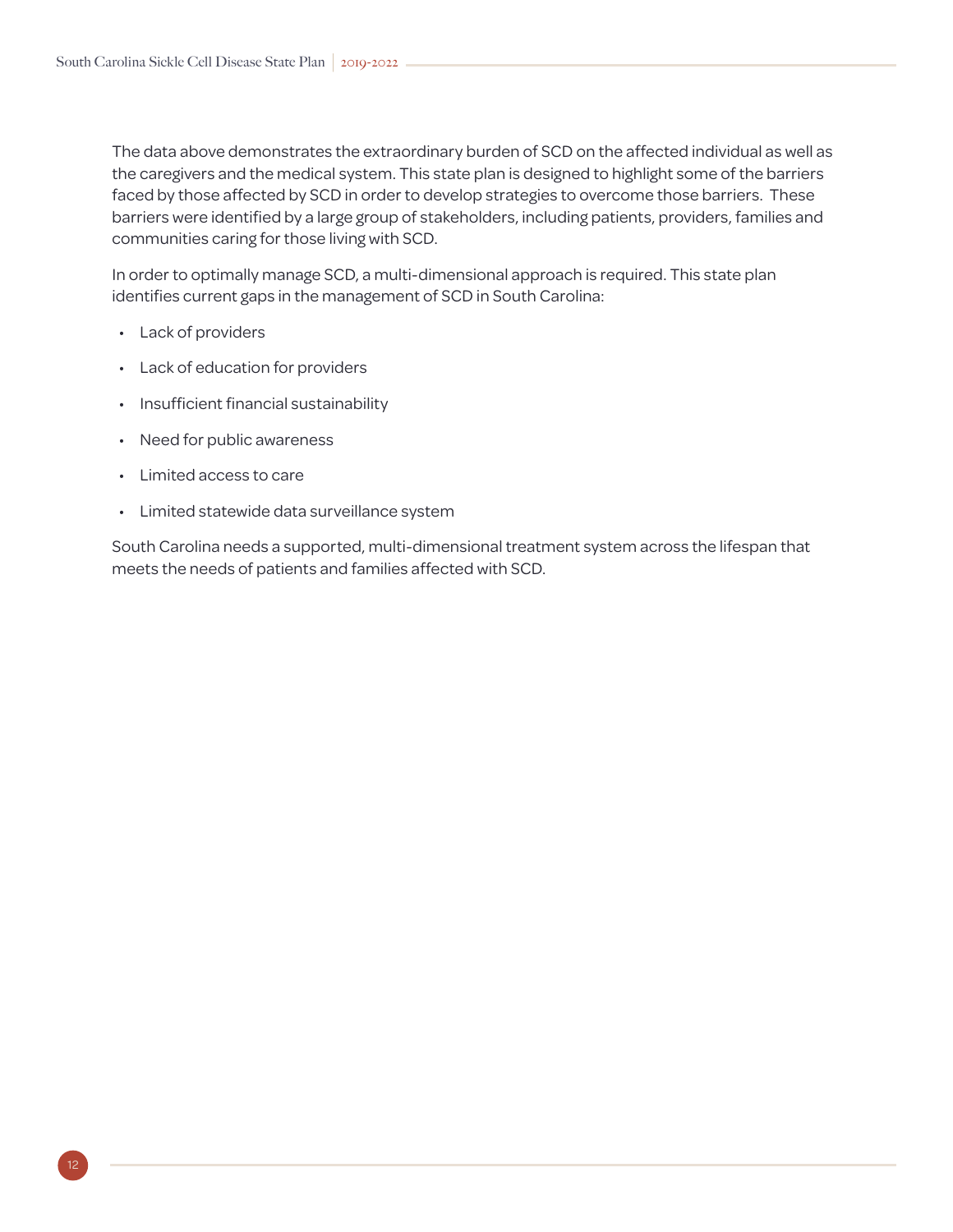The data above demonstrates the extraordinary burden of SCD on the affected individual as well as the caregivers and the medical system. This state plan is designed to highlight some of the barriers faced by those affected by SCD in order to develop strategies to overcome those barriers. These barriers were identified by a large group of stakeholders, including patients, providers, families and communities caring for those living with SCD.

In order to optimally manage SCD, a multi-dimensional approach is required. This state plan identifies current gaps in the management of SCD in South Carolina:

- Lack of providers
- Lack of education for providers
- Insufficient financial sustainability
- Need for public awareness
- Limited access to care
- Limited statewide data surveillance system

South Carolina needs a supported, multi-dimensional treatment system across the lifespan that meets the needs of patients and families affected with SCD.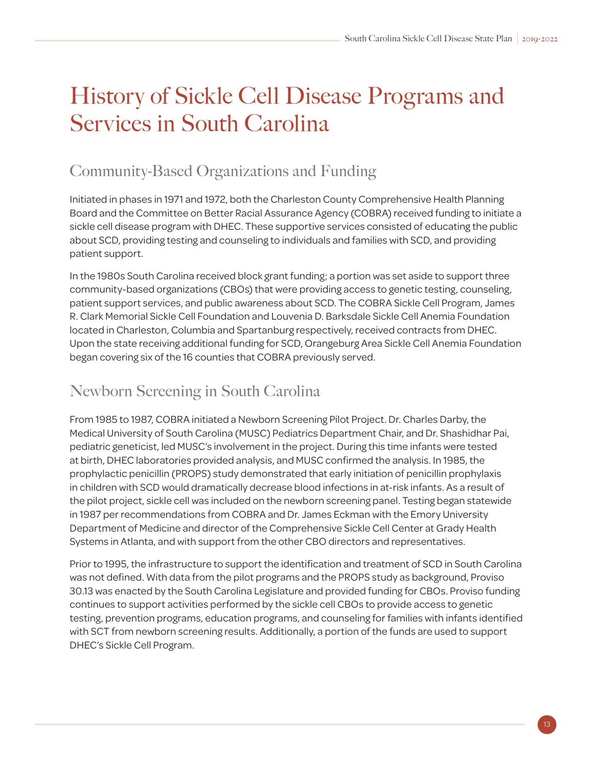# History of Sickle Cell Disease Programs and Services in South Carolina

## Community-Based Organizations and Funding

Initiated in phases in 1971 and 1972, both the Charleston County Comprehensive Health Planning Board and the Committee on Better Racial Assurance Agency (COBRA) received funding to initiate a sickle cell disease program with DHEC. These supportive services consisted of educating the public about SCD, providing testing and counseling to individuals and families with SCD, and providing patient support.

In the 1980s South Carolina received block grant funding; a portion was set aside to support three community-based organizations (CBOs) that were providing access to genetic testing, counseling, patient support services, and public awareness about SCD. The COBRA Sickle Cell Program, James R. Clark Memorial Sickle Cell Foundation and Louvenia D. Barksdale Sickle Cell Anemia Foundation located in Charleston, Columbia and Spartanburg respectively, received contracts from DHEC. Upon the state receiving additional funding for SCD, Orangeburg Area Sickle Cell Anemia Foundation began covering six of the 16 counties that COBRA previously served.

## Newborn Screening in South Carolina

From 1985 to 1987, COBRA initiated a Newborn Screening Pilot Project. Dr. Charles Darby, the Medical University of South Carolina (MUSC) Pediatrics Department Chair, and Dr. Shashidhar Pai, pediatric geneticist, led MUSC's involvement in the project. During this time infants were tested at birth, DHEC laboratories provided analysis, and MUSC confirmed the analysis. In 1985, the prophylactic penicillin (PROPS) study demonstrated that early initiation of penicillin prophylaxis in children with SCD would dramatically decrease blood infections in at-risk infants. As a result of the pilot project, sickle cell was included on the newborn screening panel. Testing began statewide in 1987 per recommendations from COBRA and Dr. James Eckman with the Emory University Department of Medicine and director of the Comprehensive Sickle Cell Center at Grady Health Systems in Atlanta, and with support from the other CBO directors and representatives.

Prior to 1995, the infrastructure to support the identification and treatment of SCD in South Carolina was not defined. With data from the pilot programs and the PROPS study as background, Proviso 30.13 was enacted by the South Carolina Legislature and provided funding for CBOs. Proviso funding continues to support activities performed by the sickle cell CBOs to provide access to genetic testing, prevention programs, education programs, and counseling for families with infants identified with SCT from newborn screening results. Additionally, a portion of the funds are used to support DHEC's Sickle Cell Program.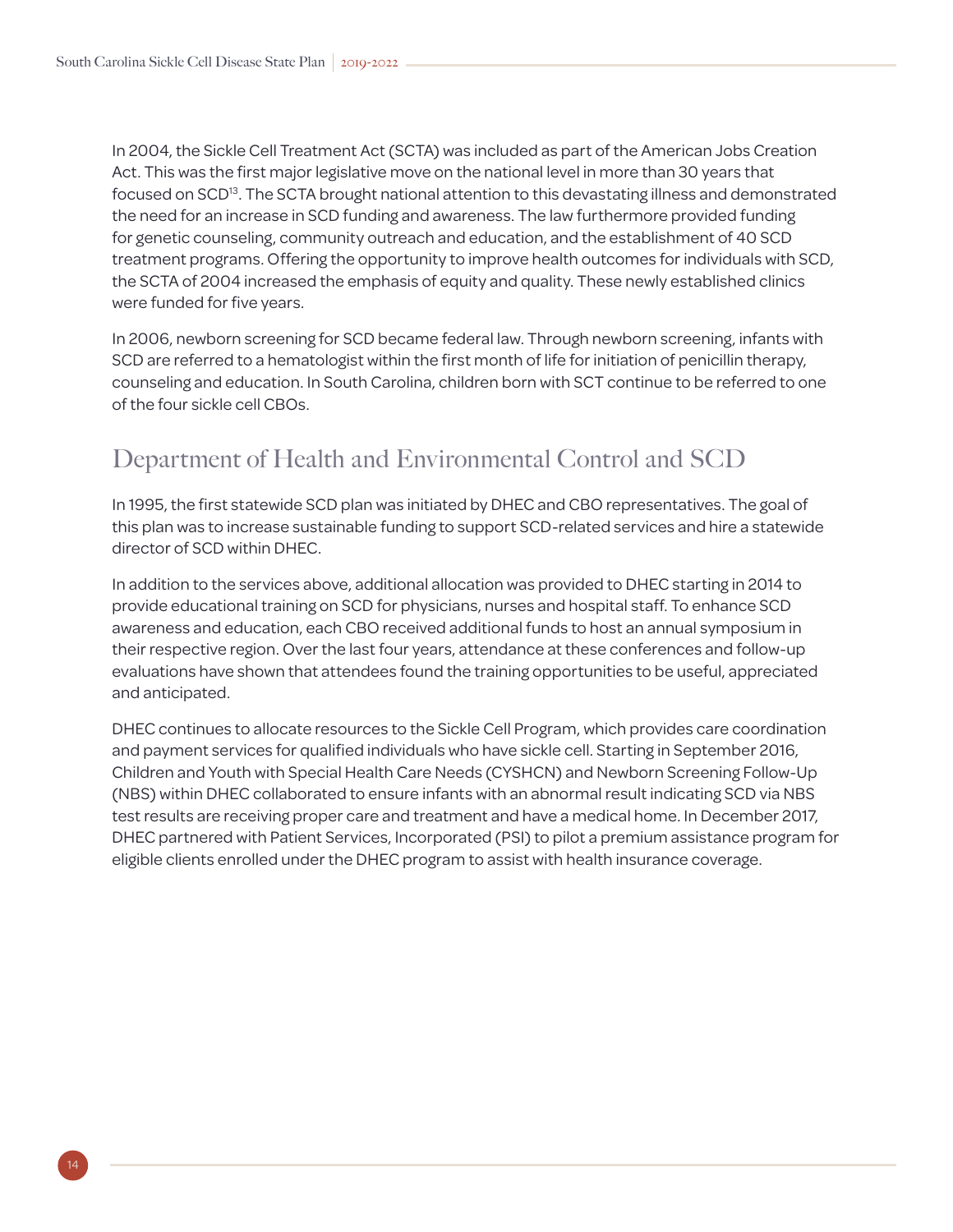In 2004, the Sickle Cell Treatment Act (SCTA) was included as part of the American Jobs Creation Act. This was the first major legislative move on the national level in more than 30 years that focused on SCD[13]. The SCTA brought national attention to this devastating illness and demonstrated the need for an increase in SCD funding and awareness. The law furthermore provided funding for genetic counseling, community outreach and education, and the establishment of 40 SCD treatment programs. Offering the opportunity to improve health outcomes for individuals with SCD, the SCTA of 2004 increased the emphasis of equity and quality. These newly established clinics were funded for five years.

In 2006, newborn screening for SCD became federal law. Through newborn screening, infants with SCD are referred to a hematologist within the first month of life for initiation of penicillin therapy, counseling and education. In South Carolina, children born with SCT continue to be referred to one of the four sickle cell CBOs.

## Department of Health and Environmental Control and SCD

In 1995, the first statewide SCD plan was initiated by DHEC and CBO representatives. The goal of this plan was to increase sustainable funding to support SCD-related services and hire a statewide director of SCD within DHEC.

In addition to the services above, additional allocation was provided to DHEC starting in 2014 to provide educational training on SCD for physicians, nurses and hospital staff. To enhance SCD awareness and education, each CBO received additional funds to host an annual symposium in their respective region. Over the last four years, attendance at these conferences and follow-up evaluations have shown that attendees found the training opportunities to be useful, appreciated and anticipated.

DHEC continues to allocate resources to the Sickle Cell Program, which provides care coordination and payment services for qualified individuals who have sickle cell. Starting in September 2016, Children and Youth with Special Health Care Needs (CYSHCN) and Newborn Screening Follow-Up (NBS) within DHEC collaborated to ensure infants with an abnormal result indicating SCD via NBS test results are receiving proper care and treatment and have a medical home. In December 2017, DHEC partnered with Patient Services, Incorporated (PSI) to pilot a premium assistance program for eligible clients enrolled under the DHEC program to assist with health insurance coverage.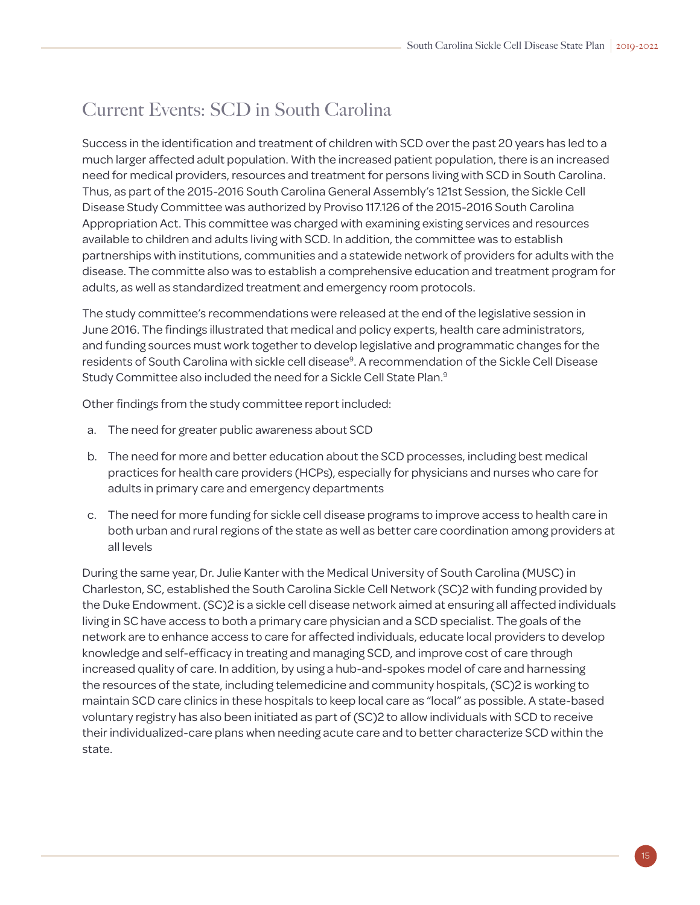## Current Events: SCD in South Carolina

Success in the identification and treatment of children with SCD over the past 20 years has led to a much larger affected adult population. With the increased patient population, there is an increased need for medical providers, resources and treatment for persons living with SCD in South Carolina. Thus, as part of the 2015-2016 South Carolina General Assembly's 121st Session, the Sickle Cell Disease Study Committee was authorized by Proviso 117.126 of the 2015-2016 South Carolina Appropriation Act. This committee was charged with examining existing services and resources available to children and adults living with SCD. In addition, the committee was to establish partnerships with institutions, communities and a statewide network of providers for adults with the disease. The committe also was to establish a comprehensive education and treatment program for adults, as well as standardized treatment and emergency room protocols.

The study committee's recommendations were released at the end of the legislative session in June 2016. The findings illustrated that medical and policy experts, health care administrators, and funding sources must work together to develop legislative and programmatic changes for the residents of South Carolina with sickle cell disease[9]. A recommendation of the Sickle Cell Disease Study Committee also included the need for a Sickle Cell State Plan.[9]

Other findings from the study committee report included:

a. The need for greater public awareness about SCD

b. The need for more and better education about the SCD processes, including best medical practices for health care providers (HCPs), especially for physicians and nurses who care for adults in primary care and emergency departments

c. The need for more funding for sickle cell disease programs to improve access to health care in both urban and rural regions of the state as well as better care coordination among providers at all levels

During the same year, Dr. Julie Kanter with the Medical University of South Carolina (MUSC) in Charleston, SC, established the South Carolina Sickle Cell Network (SC)2 with funding provided by the Duke Endowment. (SC)2 is a sickle cell disease network aimed at ensuring all affected individuals living in SC have access to both a primary care physician and a SCD specialist. The goals of the network are to enhance access to care for affected individuals, educate local providers to develop knowledge and self-efficacy in treating and managing SCD, and improve cost of care through increased quality of care. In addition, by using a hub-and-spokes model of care and harnessing the resources of the state, including telemedicine and community hospitals, (SC)2 is working to maintain SCD care clinics in these hospitals to keep local care as "local" as possible. A state-based voluntary registry has also been initiated as part of (SC)2 to allow individuals with SCD to receive their individualized-care plans when needing acute care and to better characterize SCD within the state.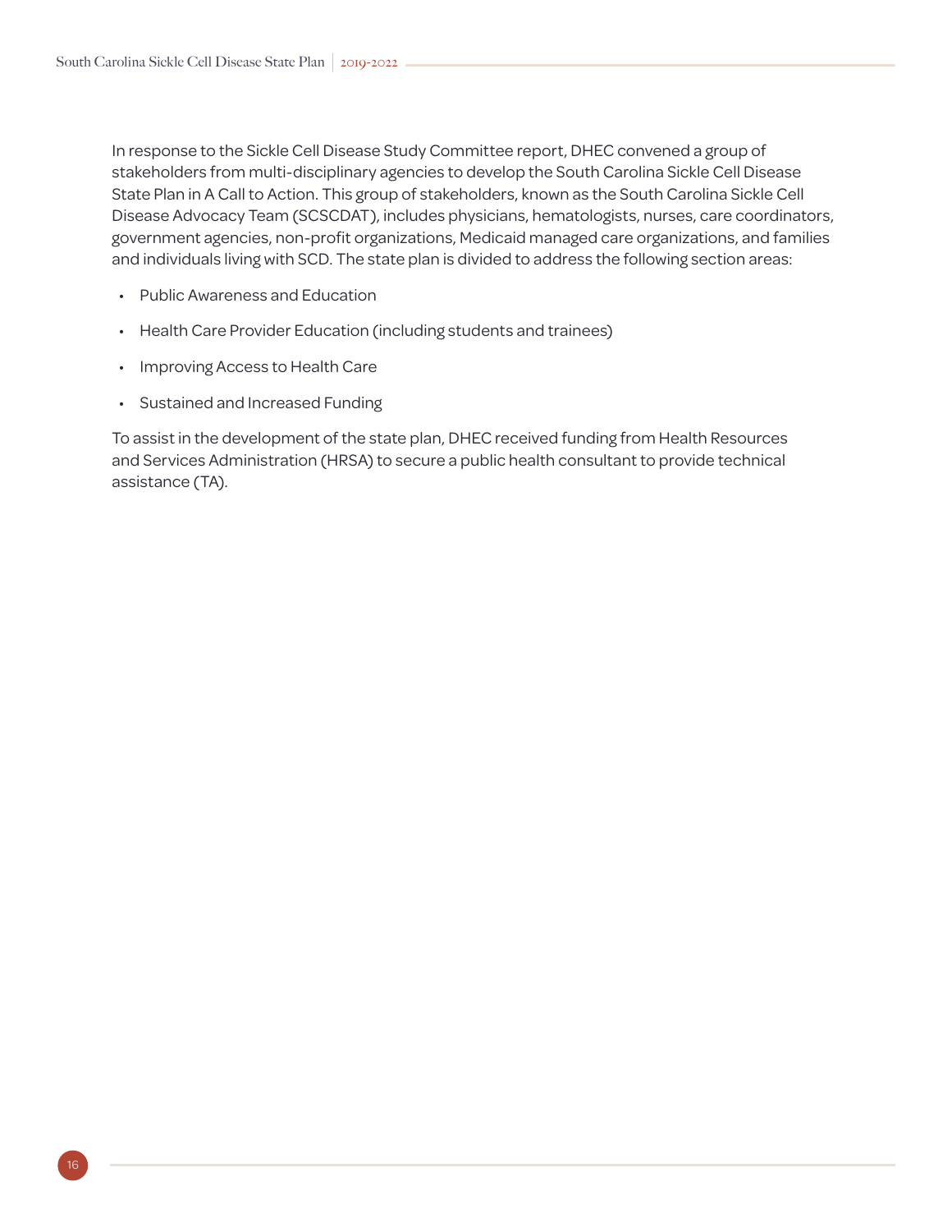In response to the Sickle Cell Disease Study Committee report, DHEC convened a group of stakeholders from multi-disciplinary agencies to develop the South Carolina Sickle Cell Disease State Plan in A Call to Action. This group of stakeholders, known as the South Carolina Sickle Cell Disease Advocacy Team (SCSCDAT), includes physicians, hematologists, nurses, care coordinators, government agencies, non-profit organizations, Medicaid managed care organizations, and families and individuals living with SCD. The state plan is divided to address the following section areas:

- Public Awareness and Education
- Health Care Provider Education (including students and trainees)
- Improving Access to Health Care
- Sustained and Increased Funding

To assist in the development of the state plan, DHEC received funding from Health Resources and Services Administration (HRSA) to secure a public health consultant to provide technical assistance (TA).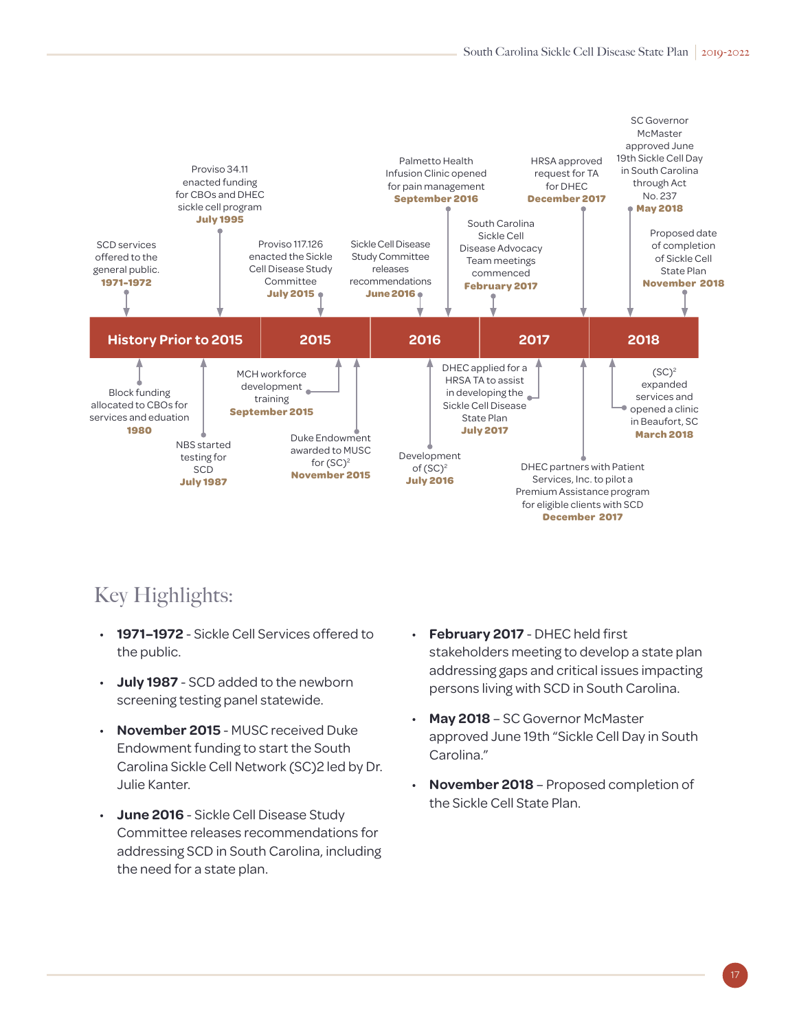**History Prior to 2015**

- SCD services offered to the general public. **1971-1972**
- Block funding allocated to CBOs for services and eduation **1980**
- NBS started testing for SCD **July 1987**
- Proviso 34.11 enacted funding for CBOs and DHEC sickle cell program **July 1995**

**2015**

- Proviso 117.126 enacted the Sickle Cell Disease Study Committee **July 2015**
- MCH workforce development training **September 2015**
- Duke Endowment awarded to MUSC for (SC)[2] **November 2015**

**2016**

- Sickle Cell Disease Study Committee releases recommendations **June 2016**
- Development of (SC)[2] **July 2016**
- Palmetto Health Infusion Clinic opened for pain management **September 2016**

**2017**

- South Carolina Sickle Cell Disease Advocacy Team meetings commenced **February 2017**
- DHEC applied for a HRSA TA to assist in developing the Sickle Cell Disease State Plan **July 2017**
- HRSA approved request for TA for DHEC **December 2017**
- DHEC partners with Patient Services, Inc. to pilot a Premium Assistance program for eligible clients with SCD **December 2017**

**2018**

- (SC)[2] expanded services and opened a clinic in Beaufort, SC **March 2018**
- SC Governor McMaster approved June 19th Sickle Cell Day in South Carolina through Act No. 237 **May 2018**
- Proposed date of completion of Sickle Cell State Plan **November 2018**

## Key Highlights:

- **1971–1972** - Sickle Cell Services offered to the public.
- **July 1987** - SCD added to the newborn screening testing panel statewide.
- **November 2015** - MUSC received Duke Endowment funding to start the South Carolina Sickle Cell Network (SC)2 led by Dr. Julie Kanter.
- **June 2016** - Sickle Cell Disease Study Committee releases recommendations for addressing SCD in South Carolina, including the need for a state plan.
- **February 2017** - DHEC held first stakeholders meeting to develop a state plan addressing gaps and critical issues impacting persons living with SCD in South Carolina.
- **May 2018** – SC Governor McMaster approved June 19th "Sickle Cell Day in South Carolina."
- **November 2018** – Proposed completion of the Sickle Cell State Plan.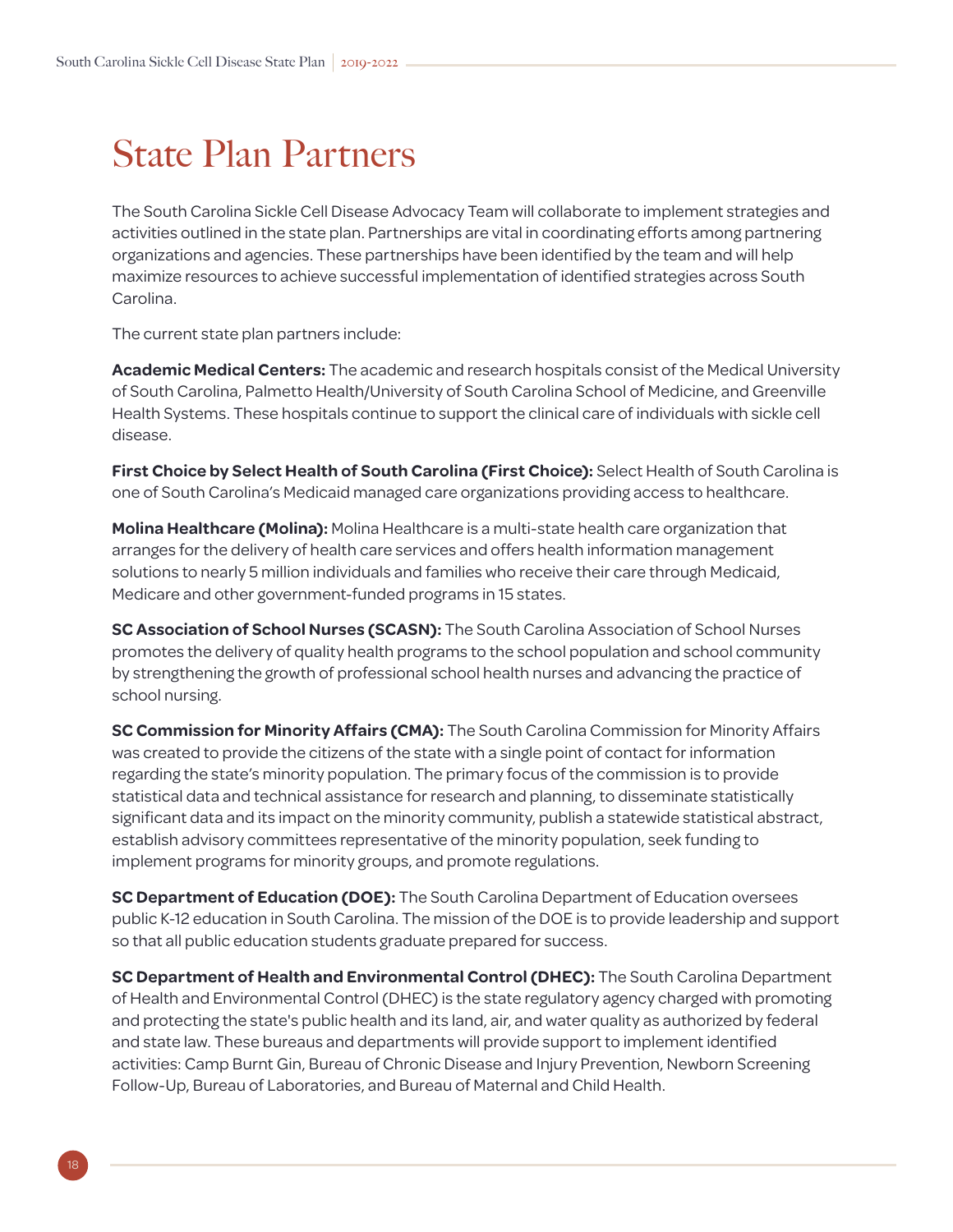# State Plan Partners

The South Carolina Sickle Cell Disease Advocacy Team will collaborate to implement strategies and activities outlined in the state plan. Partnerships are vital in coordinating efforts among partnering organizations and agencies. These partnerships have been identified by the team and will help maximize resources to achieve successful implementation of identified strategies across South Carolina.

The current state plan partners include:

**Academic Medical Centers:** The academic and research hospitals consist of the Medical University of South Carolina, Palmetto Health/University of South Carolina School of Medicine, and Greenville Health Systems. These hospitals continue to support the clinical care of individuals with sickle cell disease.

**First Choice by Select Health of South Carolina (First Choice):** Select Health of South Carolina is one of South Carolina's Medicaid managed care organizations providing access to healthcare.

**Molina Healthcare (Molina):** Molina Healthcare is a multi-state health care organization that arranges for the delivery of health care services and offers health information management solutions to nearly 5 million individuals and families who receive their care through Medicaid, Medicare and other government-funded programs in 15 states.

**SC Association of School Nurses (SCASN):** The South Carolina Association of School Nurses promotes the delivery of quality health programs to the school population and school community by strengthening the growth of professional school health nurses and advancing the practice of school nursing.

**SC Commission for Minority Affairs (CMA):** The South Carolina Commission for Minority Affairs was created to provide the citizens of the state with a single point of contact for information regarding the state's minority population. The primary focus of the commission is to provide statistical data and technical assistance for research and planning, to disseminate statistically significant data and its impact on the minority community, publish a statewide statistical abstract, establish advisory committees representative of the minority population, seek funding to implement programs for minority groups, and promote regulations.

**SC Department of Education (DOE):** The South Carolina Department of Education oversees public K-12 education in South Carolina. The mission of the DOE is to provide leadership and support so that all public education students graduate prepared for success.

**SC Department of Health and Environmental Control (DHEC):** The South Carolina Department of Health and Environmental Control (DHEC) is the state regulatory agency charged with promoting and protecting the state's public health and its land, air, and water quality as authorized by federal and state law. These bureaus and departments will provide support to implement identified activities: Camp Burnt Gin, Bureau of Chronic Disease and Injury Prevention, Newborn Screening Follow-Up, Bureau of Laboratories, and Bureau of Maternal and Child Health.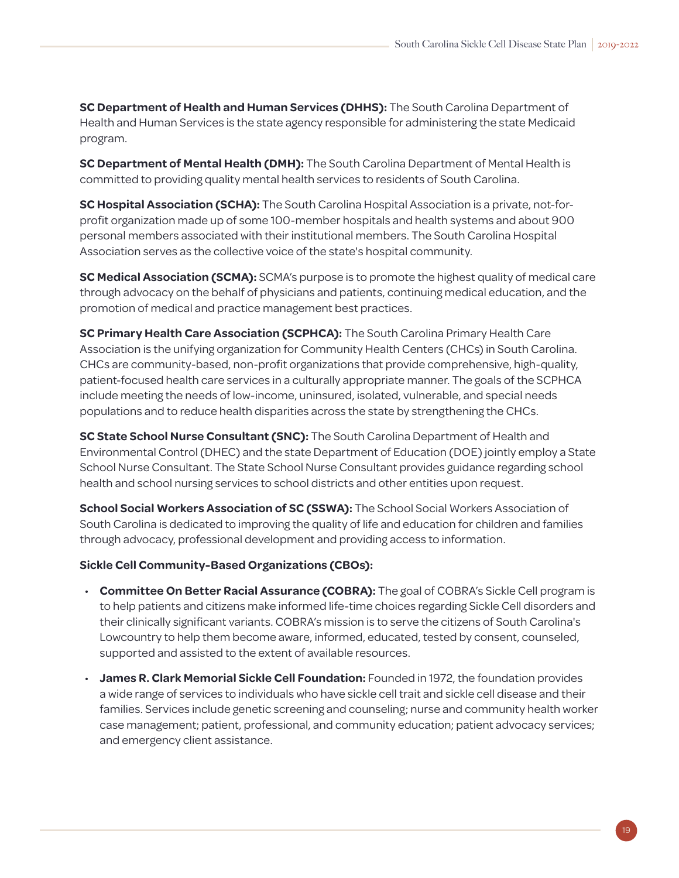**SC Department of Health and Human Services (DHHS):** The South Carolina Department of Health and Human Services is the state agency responsible for administering the state Medicaid program.

**SC Department of Mental Health (DMH):** The South Carolina Department of Mental Health is committed to providing quality mental health services to residents of South Carolina.

**SC Hospital Association (SCHA):** The South Carolina Hospital Association is a private, not-for-profit organization made up of some 100-member hospitals and health systems and about 900 personal members associated with their institutional members. The South Carolina Hospital Association serves as the collective voice of the state's hospital community.

**SC Medical Association (SCMA):** SCMA's purpose is to promote the highest quality of medical care through advocacy on the behalf of physicians and patients, continuing medical education, and the promotion of medical and practice management best practices.

**SC Primary Health Care Association (SCPHCA):** The South Carolina Primary Health Care Association is the unifying organization for Community Health Centers (CHCs) in South Carolina. CHCs are community-based, non-profit organizations that provide comprehensive, high-quality, patient-focused health care services in a culturally appropriate manner. The goals of the SCPHCA include meeting the needs of low-income, uninsured, isolated, vulnerable, and special needs populations and to reduce health disparities across the state by strengthening the CHCs.

**SC State School Nurse Consultant (SNC):** The South Carolina Department of Health and Environmental Control (DHEC) and the state Department of Education (DOE) jointly employ a State School Nurse Consultant. The State School Nurse Consultant provides guidance regarding school health and school nursing services to school districts and other entities upon request.

**School Social Workers Association of SC (SSWA):** The School Social Workers Association of South Carolina is dedicated to improving the quality of life and education for children and families through advocacy, professional development and providing access to information.

**Sickle Cell Community-Based Organizations (CBOs):**

- **Committee On Better Racial Assurance (COBRA):** The goal of COBRA's Sickle Cell program is to help patients and citizens make informed life-time choices regarding Sickle Cell disorders and their clinically significant variants. COBRA's mission is to serve the citizens of South Carolina's Lowcountry to help them become aware, informed, educated, tested by consent, counseled, supported and assisted to the extent of available resources.
- **James R. Clark Memorial Sickle Cell Foundation:** Founded in 1972, the foundation provides a wide range of services to individuals who have sickle cell trait and sickle cell disease and their families. Services include genetic screening and counseling; nurse and community health worker case management; patient, professional, and community education; patient advocacy services; and emergency client assistance.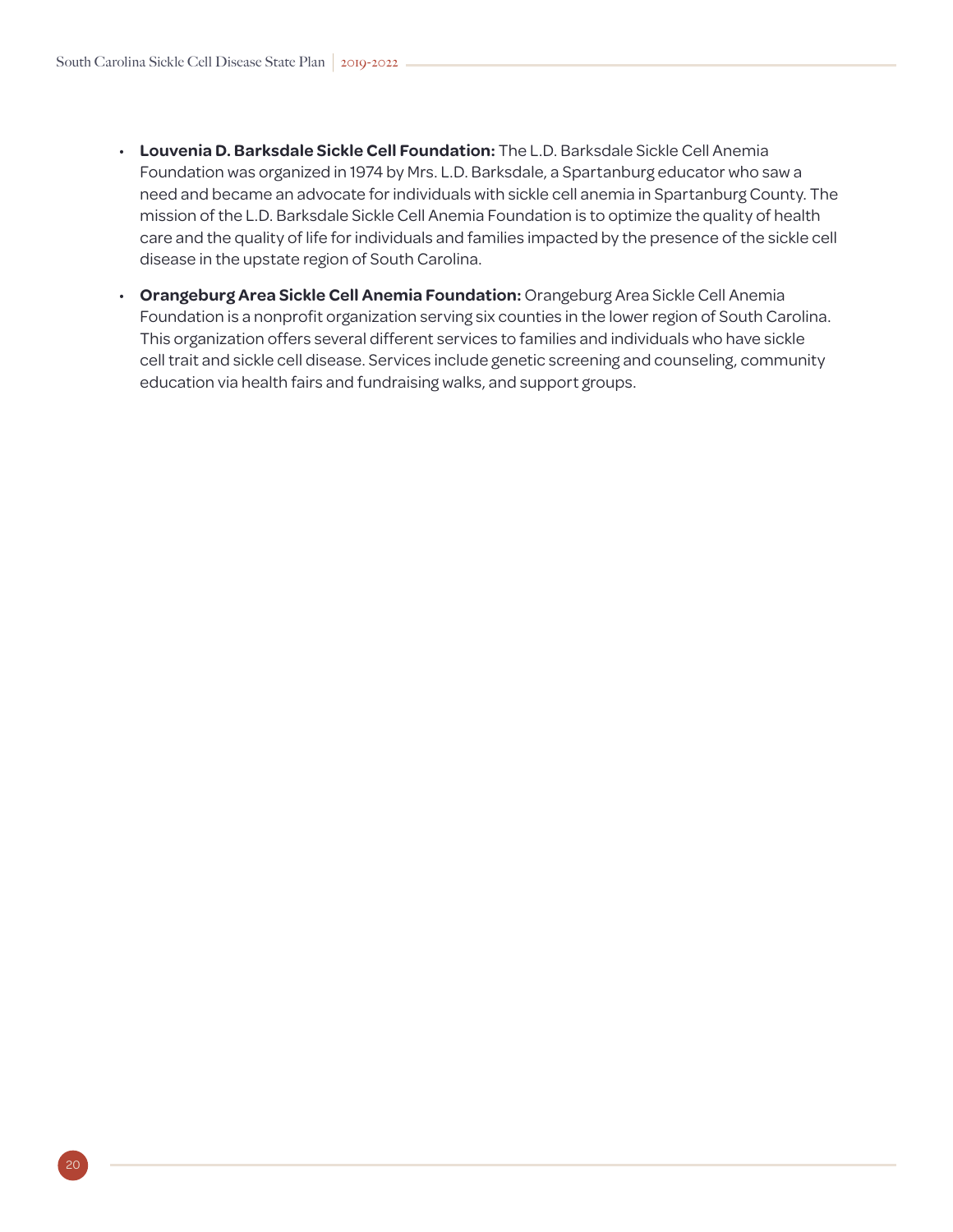- **Louvenia D. Barksdale Sickle Cell Foundation:** The L.D. Barksdale Sickle Cell Anemia Foundation was organized in 1974 by Mrs. L.D. Barksdale, a Spartanburg educator who saw a need and became an advocate for individuals with sickle cell anemia in Spartanburg County. The mission of the L.D. Barksdale Sickle Cell Anemia Foundation is to optimize the quality of health care and the quality of life for individuals and families impacted by the presence of the sickle cell disease in the upstate region of South Carolina.
- **Orangeburg Area Sickle Cell Anemia Foundation:** Orangeburg Area Sickle Cell Anemia Foundation is a nonprofit organization serving six counties in the lower region of South Carolina. This organization offers several different services to families and individuals who have sickle cell trait and sickle cell disease. Services include genetic screening and counseling, community education via health fairs and fundraising walks, and support groups.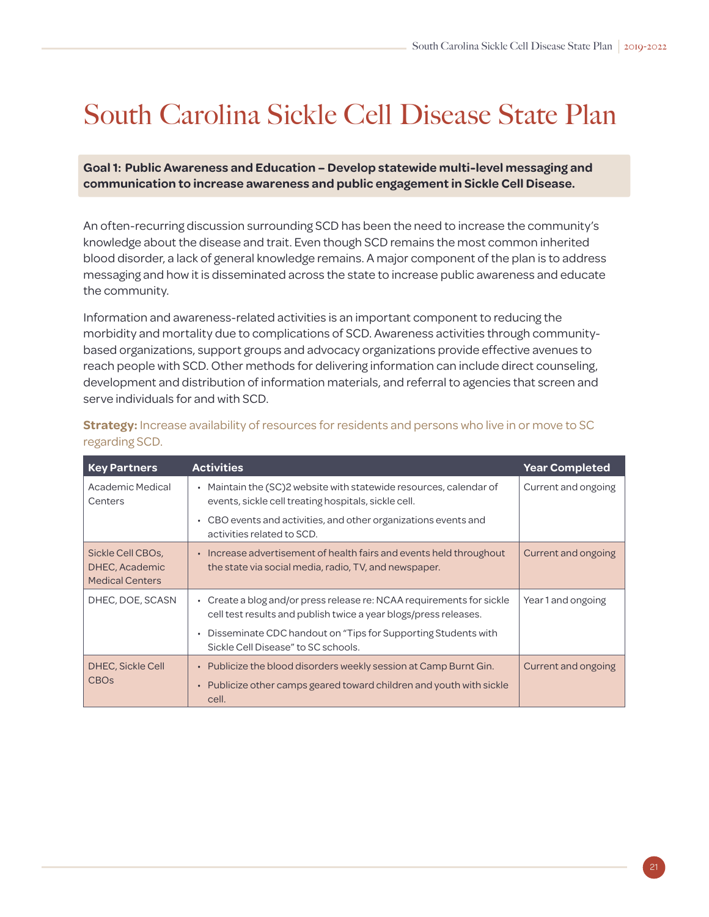# South Carolina Sickle Cell Disease State Plan

**Goal 1: Public Awareness and Education – Develop statewide multi-level messaging and communication to increase awareness and public engagement in Sickle Cell Disease.**

An often-recurring discussion surrounding SCD has been the need to increase the community's knowledge about the disease and trait. Even though SCD remains the most common inherited blood disorder, a lack of general knowledge remains. A major component of the plan is to address messaging and how it is disseminated across the state to increase public awareness and educate the community.

Information and awareness-related activities is an important component to reducing the morbidity and mortality due to complications of SCD. Awareness activities through community-based organizations, support groups and advocacy organizations provide effective avenues to reach people with SCD. Other methods for delivering information can include direct counseling, development and distribution of information materials, and referral to agencies that screen and serve individuals for and with SCD.

**Strategy:** Increase availability of resources for residents and persons who live in or move to SC regarding SCD.

| Key Partners | Activities | Year Completed |
|---|---|---|
| Academic Medical Centers | • Maintain the (SC)2 website with statewide resources, calendar of events, sickle cell treating hospitals, sickle cell.<br>• CBO events and activities, and other organizations events and activities related to SCD. | Current and ongoing |
| Sickle Cell CBOs, DHEC, Academic Medical Centers | • Increase advertisement of health fairs and events held throughout the state via social media, radio, TV, and newspaper. | Current and ongoing |
| DHEC, DOE, SCASN | • Create a blog and/or press release re: NCAA requirements for sickle cell test results and publish twice a year blogs/press releases.<br>• Disseminate CDC handout on "Tips for Supporting Students with Sickle Cell Disease" to SC schools. | Year 1 and ongoing |
| DHEC, Sickle Cell CBOs | • Publicize the blood disorders weekly session at Camp Burnt Gin.<br>• Publicize other camps geared toward children and youth with sickle cell. | Current and ongoing |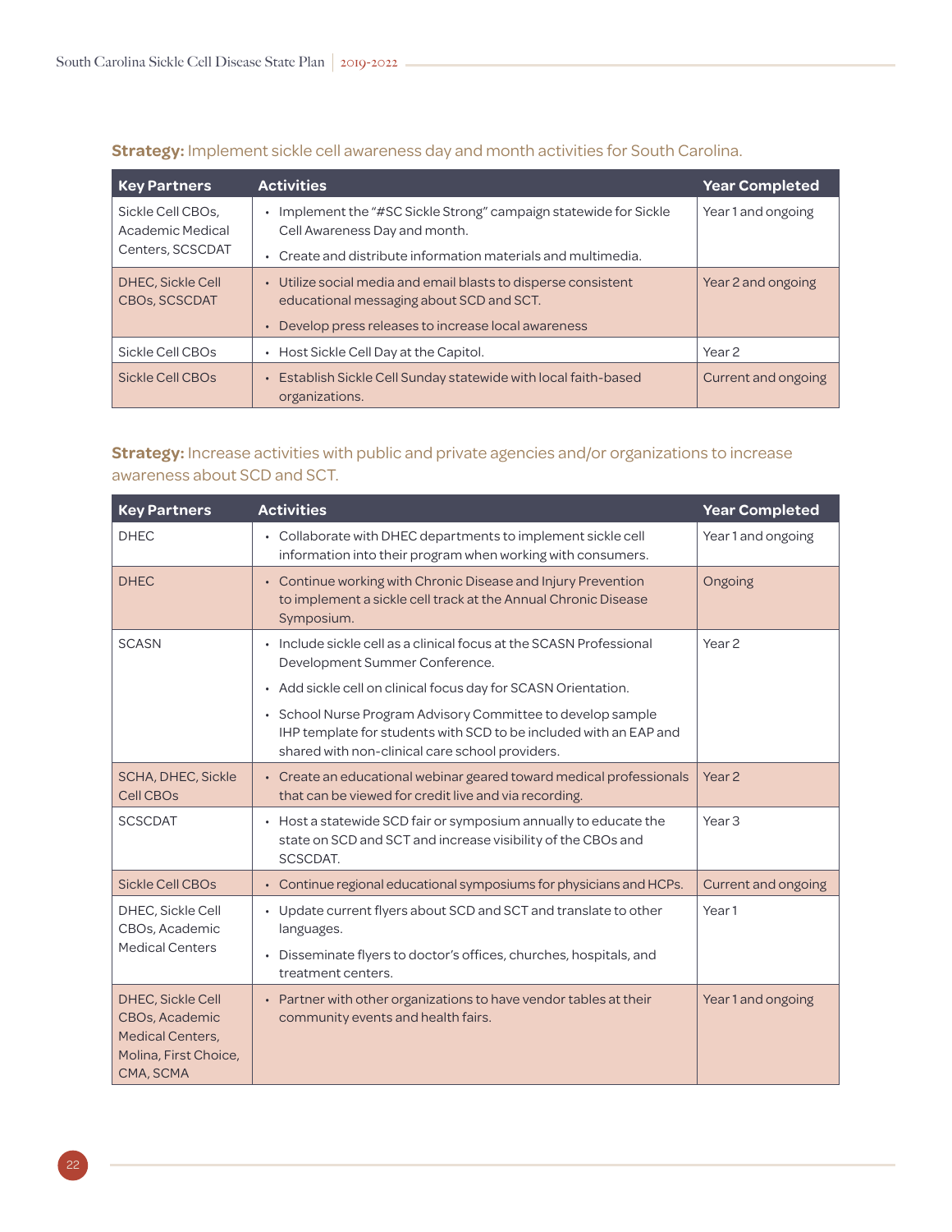**Strategy:** Implement sickle cell awareness day and month activities for South Carolina.

| Key Partners | Activities | Year Completed |
|---|---|---|
| Sickle Cell CBOs, Academic Medical Centers, SCSCDAT | • Implement the "#SC Sickle Strong" campaign statewide for Sickle Cell Awareness Day and month.<br>• Create and distribute information materials and multimedia. | Year 1 and ongoing |
| DHEC, Sickle Cell CBOs, SCSCDAT | • Utilize social media and email blasts to disperse consistent educational messaging about SCD and SCT.<br>• Develop press releases to increase local awareness | Year 2 and ongoing |
| Sickle Cell CBOs | • Host Sickle Cell Day at the Capitol. | Year 2 |
| Sickle Cell CBOs | • Establish Sickle Cell Sunday statewide with local faith-based organizations. | Current and ongoing |

**Strategy:** Increase activities with public and private agencies and/or organizations to increase awareness about SCD and SCT.

| Key Partners | Activities | Year Completed |
|---|---|---|
| DHEC | • Collaborate with DHEC departments to implement sickle cell information into their program when working with consumers. | Year 1 and ongoing |
| DHEC | • Continue working with Chronic Disease and Injury Prevention to implement a sickle cell track at the Annual Chronic Disease Symposium. | Ongoing |
| SCASN | • Include sickle cell as a clinical focus at the SCASN Professional Development Summer Conference.<br>• Add sickle cell on clinical focus day for SCASN Orientation.<br>• School Nurse Program Advisory Committee to develop sample IHP template for students with SCD to be included with an EAP and shared with non-clinical care school providers. | Year 2 |
| SCHA, DHEC, Sickle Cell CBOs | • Create an educational webinar geared toward medical professionals that can be viewed for credit live and via recording. | Year 2 |
| SCSCDAT | • Host a statewide SCD fair or symposium annually to educate the state on SCD and SCT and increase visibility of the CBOs and SCSCDAT. | Year 3 |
| Sickle Cell CBOs | • Continue regional educational symposiums for physicians and HCPs. | Current and ongoing |
| DHEC, Sickle Cell CBOs, Academic Medical Centers | • Update current flyers about SCD and SCT and translate to other languages.<br>• Disseminate flyers to doctor's offices, churches, hospitals, and treatment centers. | Year 1 |
| DHEC, Sickle Cell CBOs, Academic Medical Centers, Molina, First Choice, CMA, SCMA | • Partner with other organizations to have vendor tables at their community events and health fairs. | Year 1 and ongoing |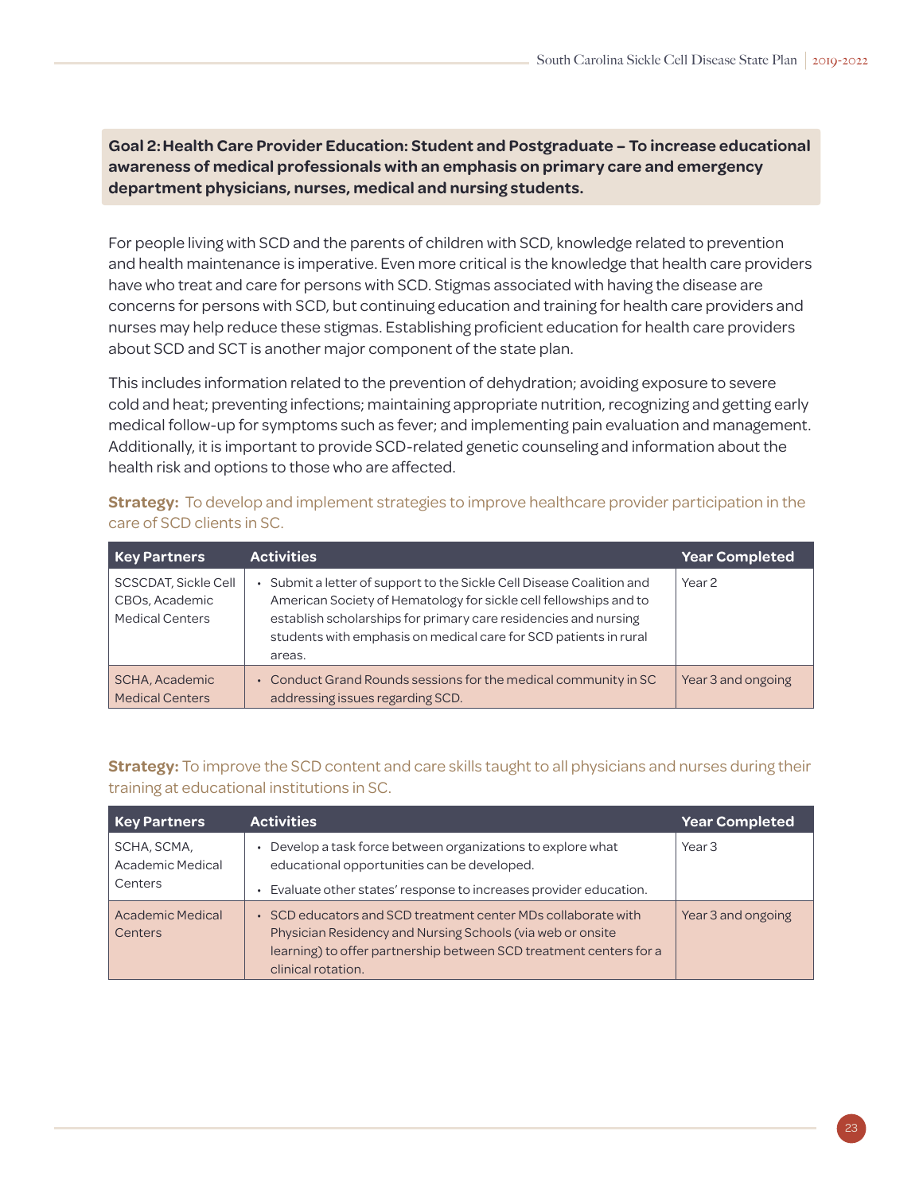**Goal 2: Health Care Provider Education: Student and Postgraduate – To increase educational awareness of medical professionals with an emphasis on primary care and emergency department physicians, nurses, medical and nursing students.**

For people living with SCD and the parents of children with SCD, knowledge related to prevention and health maintenance is imperative. Even more critical is the knowledge that health care providers have who treat and care for persons with SCD. Stigmas associated with having the disease are concerns for persons with SCD, but continuing education and training for health care providers and nurses may help reduce these stigmas. Establishing proficient education for health care providers about SCD and SCT is another major component of the state plan.

This includes information related to the prevention of dehydration; avoiding exposure to severe cold and heat; preventing infections; maintaining appropriate nutrition, recognizing and getting early medical follow-up for symptoms such as fever; and implementing pain evaluation and management. Additionally, it is important to provide SCD-related genetic counseling and information about the health risk and options to those who are affected.

**Strategy:** To develop and implement strategies to improve healthcare provider participation in the care of SCD clients in SC.

| Key Partners | Activities | Year Completed |
|---|---|---|
| SCSCDAT, Sickle Cell CBOs, Academic Medical Centers | • Submit a letter of support to the Sickle Cell Disease Coalition and American Society of Hematology for sickle cell fellowships and to establish scholarships for primary care residencies and nursing students with emphasis on medical care for SCD patients in rural areas. | Year 2 |
| SCHA, Academic Medical Centers | • Conduct Grand Rounds sessions for the medical community in SC addressing issues regarding SCD. | Year 3 and ongoing |

**Strategy:** To improve the SCD content and care skills taught to all physicians and nurses during their training at educational institutions in SC.

| Key Partners | Activities | Year Completed |
|---|---|---|
| SCHA, SCMA, Academic Medical Centers | • Develop a task force between organizations to explore what educational opportunities can be developed. <br> • Evaluate other states' response to increases provider education. | Year 3 |
| Academic Medical Centers | • SCD educators and SCD treatment center MDs collaborate with Physician Residency and Nursing Schools (via web or onsite learning) to offer partnership between SCD treatment centers for a clinical rotation. | Year 3 and ongoing |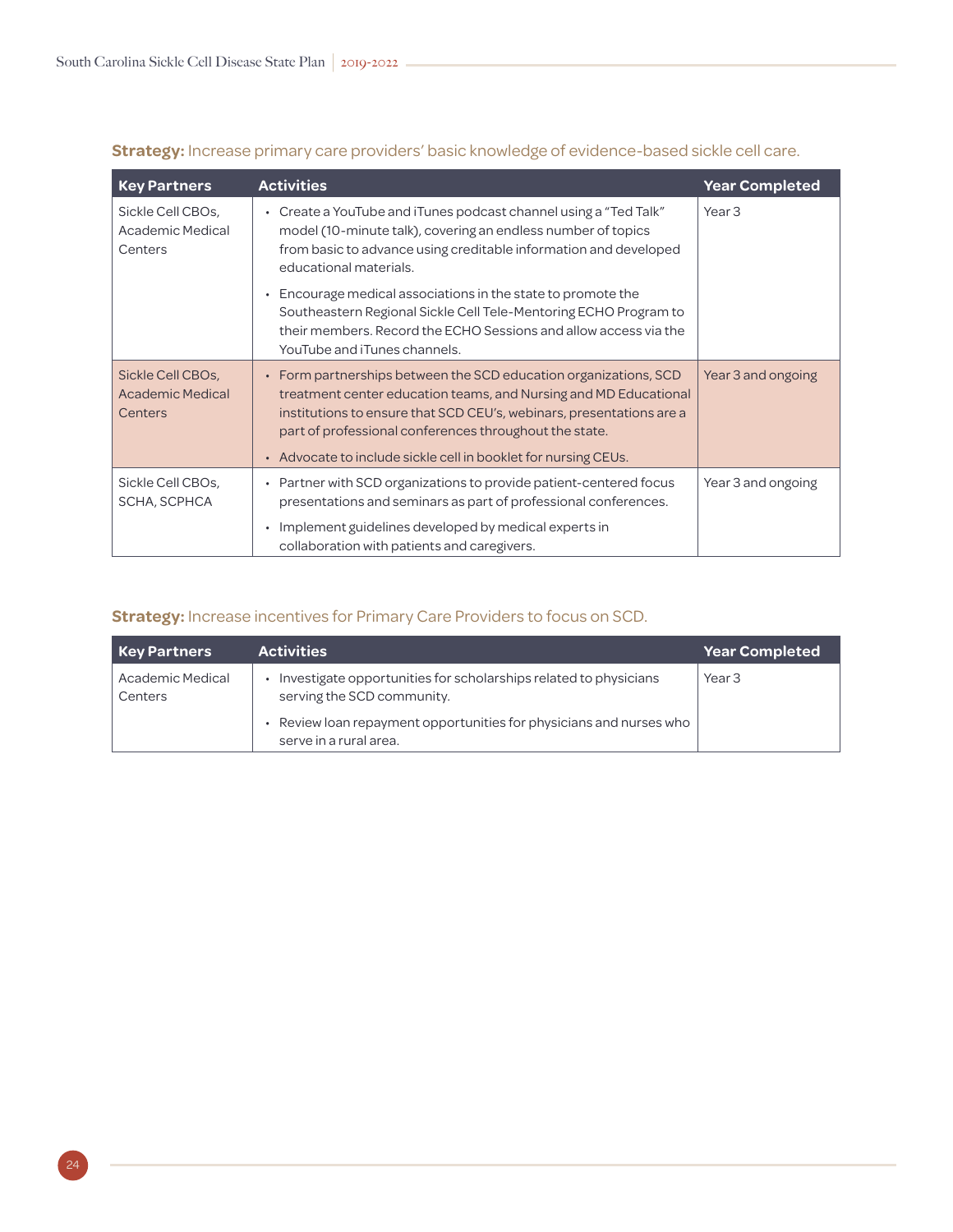**Strategy:** Increase primary care providers' basic knowledge of evidence-based sickle cell care.

| Key Partners | Activities | Year Completed |
| --- | --- | --- |
| Sickle Cell CBOs, Academic Medical Centers | • Create a YouTube and iTunes podcast channel using a "Ted Talk" model (10-minute talk), covering an endless number of topics from basic to advance using creditable information and developed educational materials.<br>• Encourage medical associations in the state to promote the Southeastern Regional Sickle Cell Tele-Mentoring ECHO Program to their members. Record the ECHO Sessions and allow access via the YouTube and iTunes channels. | Year 3 |
| Sickle Cell CBOs, Academic Medical Centers | • Form partnerships between the SCD education organizations, SCD treatment center education teams, and Nursing and MD Educational institutions to ensure that SCD CEU's, webinars, presentations are a part of professional conferences throughout the state.<br>• Advocate to include sickle cell in booklet for nursing CEUs. | Year 3 and ongoing |
| Sickle Cell CBOs, SCHA, SCPHCA | • Partner with SCD organizations to provide patient-centered focus presentations and seminars as part of professional conferences.<br>• Implement guidelines developed by medical experts in collaboration with patients and caregivers. | Year 3 and ongoing |

**Strategy:** Increase incentives for Primary Care Providers to focus on SCD.

| Key Partners | Activities | Year Completed |
| --- | --- | --- |
| Academic Medical Centers | • Investigate opportunities for scholarships related to physicians serving the SCD community.<br>• Review loan repayment opportunities for physicians and nurses who serve in a rural area. | Year 3 |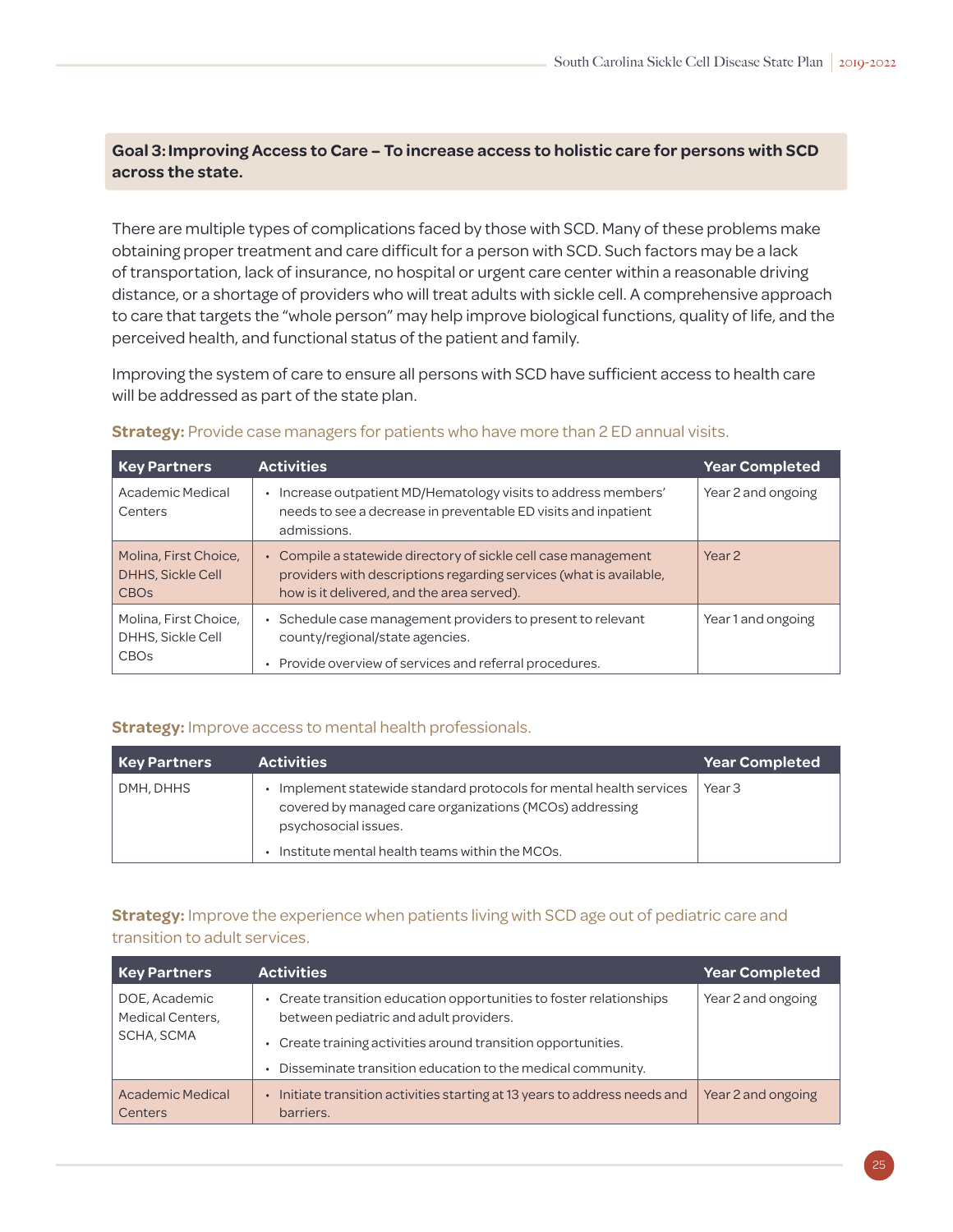**Goal 3: Improving Access to Care – To increase access to holistic care for persons with SCD across the state.**

There are multiple types of complications faced by those with SCD. Many of these problems make obtaining proper treatment and care difficult for a person with SCD. Such factors may be a lack of transportation, lack of insurance, no hospital or urgent care center within a reasonable driving distance, or a shortage of providers who will treat adults with sickle cell. A comprehensive approach to care that targets the "whole person" may help improve biological functions, quality of life, and the perceived health, and functional status of the patient and family.

Improving the system of care to ensure all persons with SCD have sufficient access to health care will be addressed as part of the state plan.

**Strategy:** Provide case managers for patients who have more than 2 ED annual visits.

| Key Partners | Activities | Year Completed |
| --- | --- | --- |
| Academic Medical Centers | • Increase outpatient MD/Hematology visits to address members' needs to see a decrease in preventable ED visits and inpatient admissions. | Year 2 and ongoing |
| Molina, First Choice, DHHS, Sickle Cell CBOs | • Compile a statewide directory of sickle cell case management providers with descriptions regarding services (what is available, how is it delivered, and the area served). | Year 2 |
| Molina, First Choice, DHHS, Sickle Cell CBOs | • Schedule case management providers to present to relevant county/regional/state agencies.<br>• Provide overview of services and referral procedures. | Year 1 and ongoing |

**Strategy:** Improve access to mental health professionals.

| Key Partners | Activities | Year Completed |
| --- | --- | --- |
| DMH, DHHS | • Implement statewide standard protocols for mental health services covered by managed care organizations (MCOs) addressing psychosocial issues.<br>• Institute mental health teams within the MCOs. | Year 3 |

**Strategy:** Improve the experience when patients living with SCD age out of pediatric care and transition to adult services.

| Key Partners | Activities | Year Completed |
| --- | --- | --- |
| DOE, Academic Medical Centers, SCHA, SCMA | • Create transition education opportunities to foster relationships between pediatric and adult providers.<br>• Create training activities around transition opportunities.<br>• Disseminate transition education to the medical community. | Year 2 and ongoing |
| Academic Medical Centers | • Initiate transition activities starting at 13 years to address needs and barriers. | Year 2 and ongoing |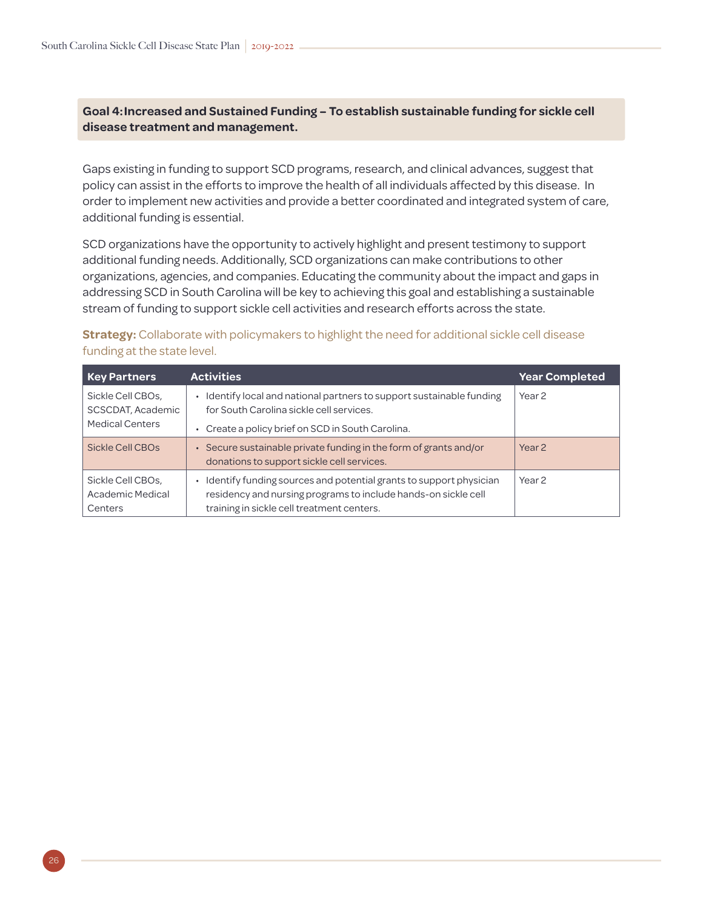**Goal 4: Increased and Sustained Funding – To establish sustainable funding for sickle cell disease treatment and management.**

Gaps existing in funding to support SCD programs, research, and clinical advances, suggest that policy can assist in the efforts to improve the health of all individuals affected by this disease. In order to implement new activities and provide a better coordinated and integrated system of care, additional funding is essential.

SCD organizations have the opportunity to actively highlight and present testimony to support additional funding needs. Additionally, SCD organizations can make contributions to other organizations, agencies, and companies. Educating the community about the impact and gaps in addressing SCD in South Carolina will be key to achieving this goal and establishing a sustainable stream of funding to support sickle cell activities and research efforts across the state.

**Strategy:** Collaborate with policymakers to highlight the need for additional sickle cell disease funding at the state level.

| Key Partners | Activities | Year Completed |
| --- | --- | --- |
| Sickle Cell CBOs, SCSCDAT, Academic Medical Centers | • Identify local and national partners to support sustainable funding for South Carolina sickle cell services.<br>• Create a policy brief on SCD in South Carolina. | Year 2 |
| Sickle Cell CBOs | • Secure sustainable private funding in the form of grants and/or donations to support sickle cell services. | Year 2 |
| Sickle Cell CBOs, Academic Medical Centers | • Identify funding sources and potential grants to support physician residency and nursing programs to include hands-on sickle cell training in sickle cell treatment centers. | Year 2 |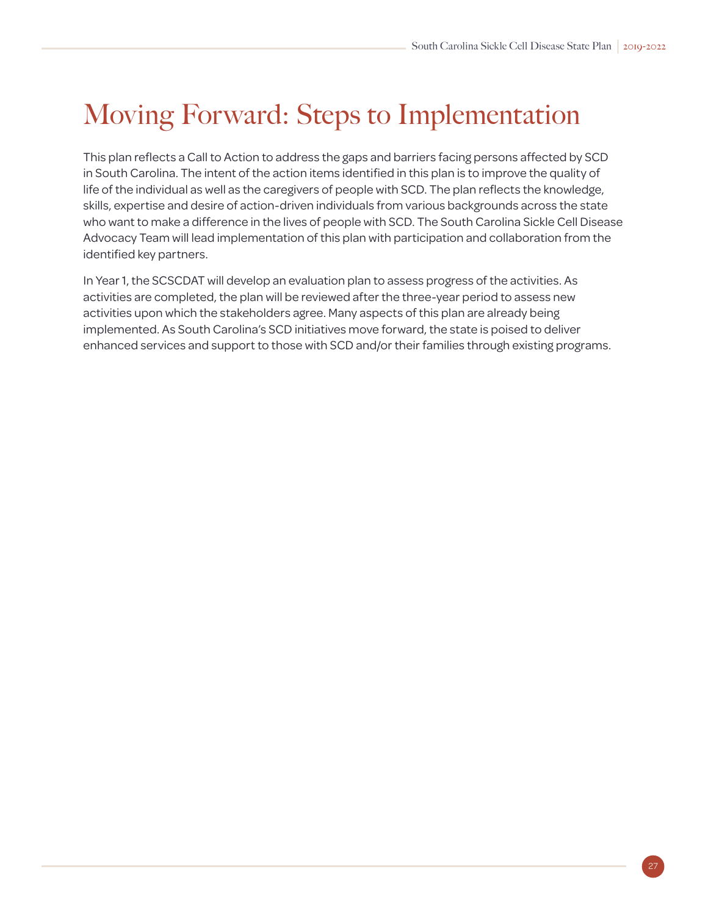# Moving Forward: Steps to Implementation

This plan reflects a Call to Action to address the gaps and barriers facing persons affected by SCD in South Carolina. The intent of the action items identified in this plan is to improve the quality of life of the individual as well as the caregivers of people with SCD. The plan reflects the knowledge, skills, expertise and desire of action-driven individuals from various backgrounds across the state who want to make a difference in the lives of people with SCD. The South Carolina Sickle Cell Disease Advocacy Team will lead implementation of this plan with participation and collaboration from the identified key partners.

In Year 1, the SCSCDAT will develop an evaluation plan to assess progress of the activities. As activities are completed, the plan will be reviewed after the three-year period to assess new activities upon which the stakeholders agree. Many aspects of this plan are already being implemented. As South Carolina's SCD initiatives move forward, the state is poised to deliver enhanced services and support to those with SCD and/or their families through existing programs.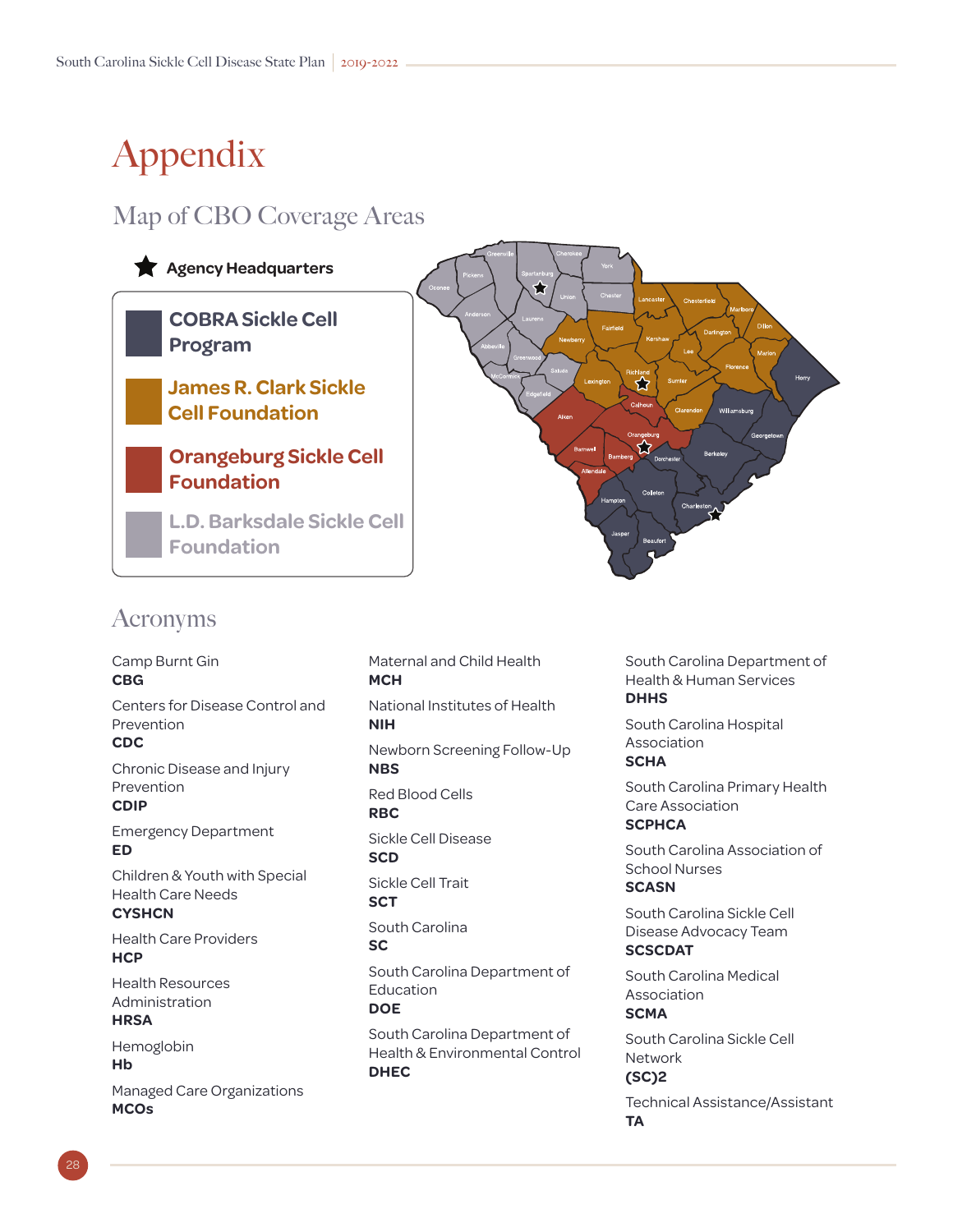# Appendix

## Map of CBO Coverage Areas

★ Agency Headquarters

- COBRA Sickle Cell Program
- James R. Clark Sickle Cell Foundation
- Orangeburg Sickle Cell Foundation
- L.D. Barksdale Sickle Cell Foundation

Oconee, Pickens, Greenville, Spartanburg, Cherokee, York, Union, Chester, Lancaster, Chesterfield, Marlboro, Anderson, Laurens, Newberry, Fairfield, Kershaw, Darlington, Dillon, Abbeville, Greenwood, Lee, Marion, McCormick, Saluda, Richland, Florence, Horry, Lexington, Sumter, Edgefield, Calhoun, Clarendon, Williamsburg, Aiken, Orangeburg, Georgetown, Barnwell, Bamberg, Dorchester, Berkeley, Allendale, Colleton, Hampton, Charleston, Jasper, Beaufort

## Acronyms

Camp Burnt Gin
**CBG**

Centers for Disease Control and Prevention
**CDC**

Chronic Disease and Injury Prevention
**CDIP**

Emergency Department
**ED**

Children & Youth with Special Health Care Needs
**CYSHCN**

Health Care Providers
**HCP**

Health Resources Administration
**HRSA**

Hemoglobin
**Hb**

Managed Care Organizations
**MCOs**

Maternal and Child Health
**MCH**

National Institutes of Health
**NIH**

Newborn Screening Follow-Up
**NBS**

Red Blood Cells
**RBC**

Sickle Cell Disease
**SCD**

Sickle Cell Trait
**SCT**

South Carolina
**SC**

South Carolina Department of Education
**DOE**

South Carolina Department of Health & Environmental Control
**DHEC**

South Carolina Department of Health & Human Services
**DHHS**

South Carolina Hospital Association
**SCHA**

South Carolina Primary Health Care Association
**SCPHCA**

South Carolina Association of School Nurses
**SCASN**

South Carolina Sickle Cell Disease Advocacy Team
**SCSCDAT**

South Carolina Medical Association
**SCMA**

South Carolina Sickle Cell Network
**(SC)2**

Technical Assistance/Assistant
**TA**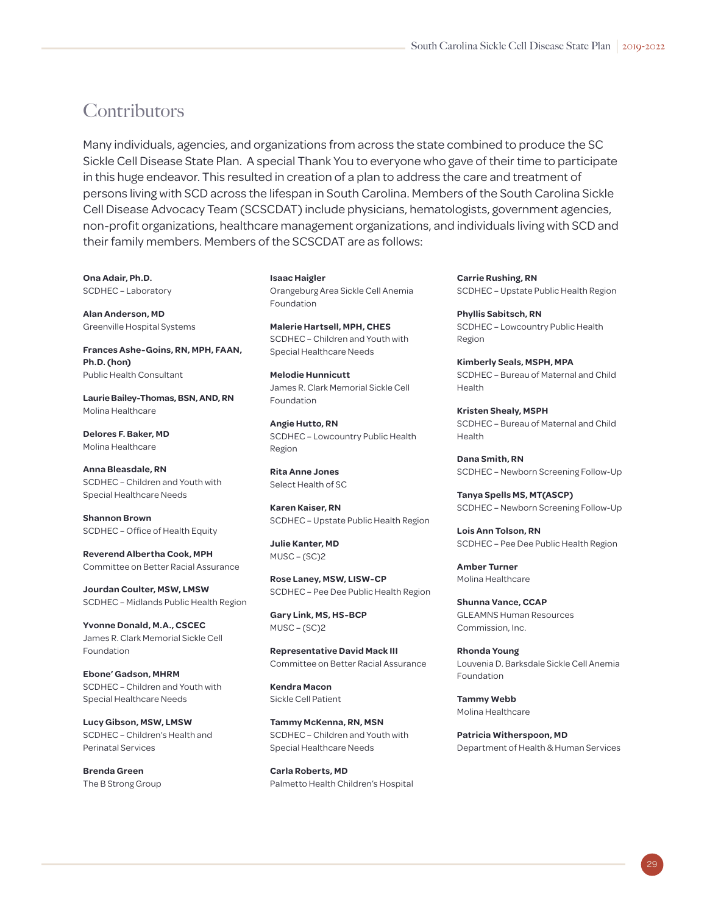# Contributors

Many individuals, agencies, and organizations from across the state combined to produce the SC Sickle Cell Disease State Plan. A special Thank You to everyone who gave of their time to participate in this huge endeavor. This resulted in creation of a plan to address the care and treatment of persons living with SCD across the lifespan in South Carolina. Members of the South Carolina Sickle Cell Disease Advocacy Team (SCSCDAT) include physicians, hematologists, government agencies, non-profit organizations, healthcare management organizations, and individuals living with SCD and their family members. Members of the SCSCDAT are as follows:

**Ona Adair, Ph.D.**
SCDHEC – Laboratory

**Alan Anderson, MD**
Greenville Hospital Systems

**Frances Ashe-Goins, RN, MPH, FAAN, Ph.D. (hon)**
Public Health Consultant

**Laurie Bailey-Thomas, BSN, AND, RN**
Molina Healthcare

**Delores F. Baker, MD**
Molina Healthcare

**Anna Bleasdale, RN**
SCDHEC – Children and Youth with Special Healthcare Needs

**Shannon Brown**
SCDHEC – Office of Health Equity

**Reverend Albertha Cook, MPH**
Committee on Better Racial Assurance

**Jourdan Coulter, MSW, LMSW**
SCDHEC – Midlands Public Health Region

**Yvonne Donald, M.A., CSCEC**
James R. Clark Memorial Sickle Cell Foundation

**Ebone' Gadson, MHRM**
SCDHEC – Children and Youth with Special Healthcare Needs

**Lucy Gibson, MSW, LMSW**
SCDHEC – Children's Health and Perinatal Services

**Brenda Green**
The B Strong Group

**Isaac Haigler**
Orangeburg Area Sickle Cell Anemia Foundation

**Malerie Hartsell, MPH, CHES**
SCDHEC – Children and Youth with Special Healthcare Needs

**Melodie Hunnicutt**
James R. Clark Memorial Sickle Cell Foundation

**Angie Hutto, RN**
SCDHEC – Lowcountry Public Health Region

**Rita Anne Jones**
Select Health of SC

**Karen Kaiser, RN**
SCDHEC – Upstate Public Health Region

**Julie Kanter, MD**
MUSC – (SC)2

**Rose Laney, MSW, LISW-CP**
SCDHEC – Pee Dee Public Health Region

**Gary Link, MS, HS-BCP**
MUSC – (SC)2

**Representative David Mack III**
Committee on Better Racial Assurance

**Kendra Macon**
Sickle Cell Patient

**Tammy McKenna, RN, MSN**
SCDHEC – Children and Youth with Special Healthcare Needs

**Carla Roberts, MD**
Palmetto Health Children's Hospital

**Carrie Rushing, RN**
SCDHEC – Upstate Public Health Region

**Phyllis Sabitsch, RN**
SCDHEC – Lowcountry Public Health Region

**Kimberly Seals, MSPH, MPA**
SCDHEC – Bureau of Maternal and Child Health

**Kristen Shealy, MSPH**
SCDHEC – Bureau of Maternal and Child Health

**Dana Smith, RN**
SCDHEC – Newborn Screening Follow-Up

**Tanya Spells MS, MT(ASCP)**
SCDHEC – Newborn Screening Follow-Up

**Lois Ann Tolson, RN**
SCDHEC – Pee Dee Public Health Region

**Amber Turner**
Molina Healthcare

**Shunna Vance, CCAP**
GLEAMNS Human Resources Commission, Inc.

**Rhonda Young**
Louvenia D. Barksdale Sickle Cell Anemia Foundation

**Tammy Webb**
Molina Healthcare

**Patricia Witherspoon, MD**
Department of Health & Human Services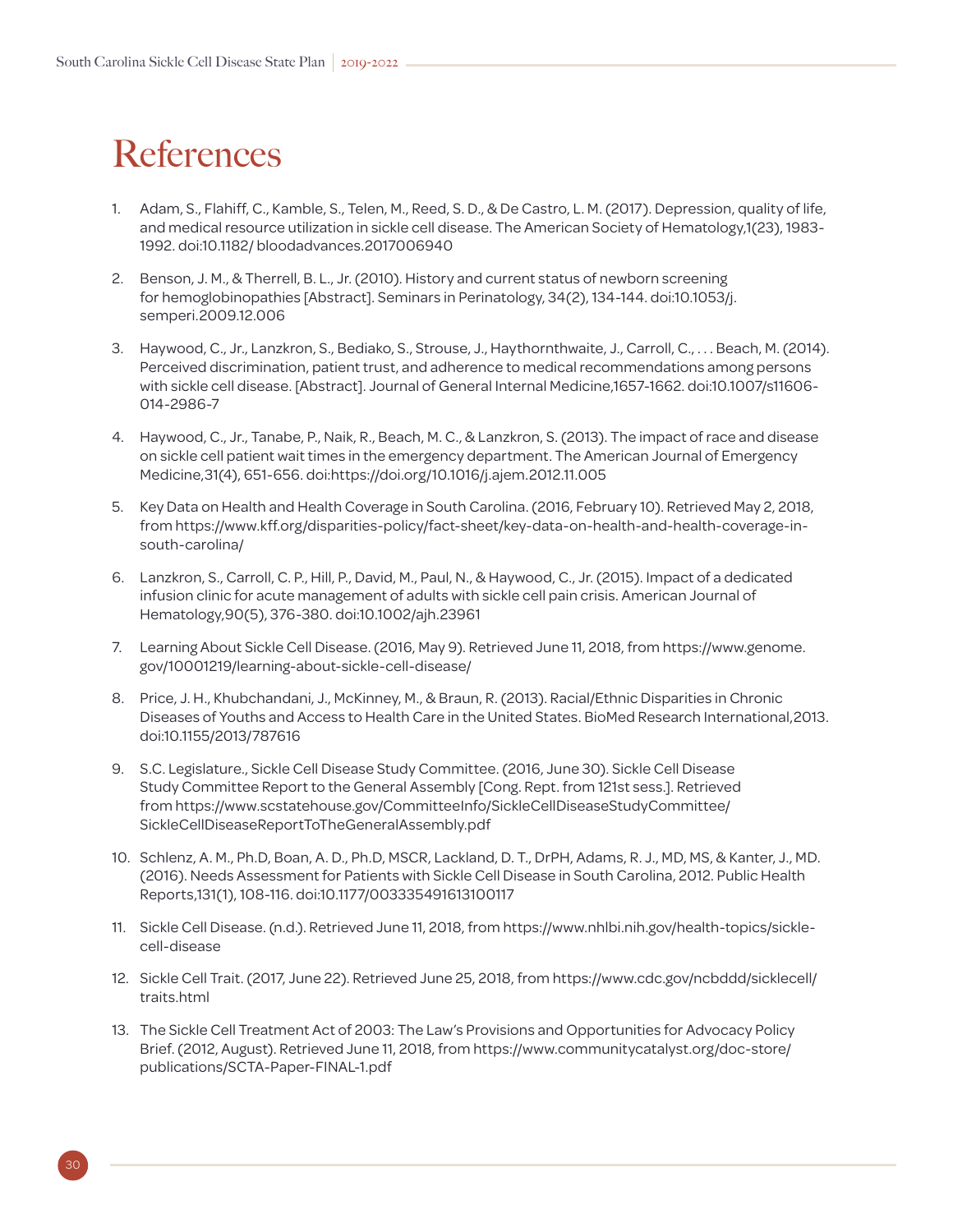# References

1. Adam, S., Flahiff, C., Kamble, S., Telen, M., Reed, S. D., & De Castro, L. M. (2017). Depression, quality of life, and medical resource utilization in sickle cell disease. The American Society of Hematology,1(23), 1983-1992. doi:10.1182/ bloodadvances.2017006940

2. Benson, J. M., & Therrell, B. L., Jr. (2010). History and current status of newborn screening for hemoglobinopathies [Abstract]. Seminars in Perinatology, 34(2), 134-144. doi:10.1053/j. semperi.2009.12.006

3. Haywood, C., Jr., Lanzkron, S., Bediako, S., Strouse, J., Haythornthwaite, J., Carroll, C., . . . Beach, M. (2014). Perceived discrimination, patient trust, and adherence to medical recommendations among persons with sickle cell disease. [Abstract]. Journal of General Internal Medicine,1657-1662. doi:10.1007/s11606-014-2986-7

4. Haywood, C., Jr., Tanabe, P., Naik, R., Beach, M. C., & Lanzkron, S. (2013). The impact of race and disease on sickle cell patient wait times in the emergency department. The American Journal of Emergency Medicine,31(4), 651-656. doi:https://doi.org/10.1016/j.ajem.2012.11.005

5. Key Data on Health and Health Coverage in South Carolina. (2016, February 10). Retrieved May 2, 2018, from https://www.kff.org/disparities-policy/fact-sheet/key-data-on-health-and-health-coverage-in-south-carolina/

6. Lanzkron, S., Carroll, C. P., Hill, P., David, M., Paul, N., & Haywood, C., Jr. (2015). Impact of a dedicated infusion clinic for acute management of adults with sickle cell pain crisis. American Journal of Hematology,90(5), 376-380. doi:10.1002/ajh.23961

7. Learning About Sickle Cell Disease. (2016, May 9). Retrieved June 11, 2018, from https://www.genome.gov/10001219/learning-about-sickle-cell-disease/

8. Price, J. H., Khubchandani, J., McKinney, M., & Braun, R. (2013). Racial/Ethnic Disparities in Chronic Diseases of Youths and Access to Health Care in the United States. BioMed Research International,2013. doi:10.1155/2013/787616

9. S.C. Legislature., Sickle Cell Disease Study Committee. (2016, June 30). Sickle Cell Disease Study Committee Report to the General Assembly [Cong. Rept. from 121st sess.]. Retrieved from https://www.scstatehouse.gov/CommitteeInfo/SickleCellDiseaseStudyCommittee/SickleCellDiseaseReportToTheGeneralAssembly.pdf

10. Schlenz, A. M., Ph.D, Boan, A. D., Ph.D, MSCR, Lackland, D. T., DrPH, Adams, R. J., MD, MS, & Kanter, J., MD. (2016). Needs Assessment for Patients with Sickle Cell Disease in South Carolina, 2012. Public Health Reports,131(1), 108-116. doi:10.1177/003335491613100117

11. Sickle Cell Disease. (n.d.). Retrieved June 11, 2018, from https://www.nhlbi.nih.gov/health-topics/sickle-cell-disease

12. Sickle Cell Trait. (2017, June 22). Retrieved June 25, 2018, from https://www.cdc.gov/ncbddd/sicklecell/traits.html

13. The Sickle Cell Treatment Act of 2003: The Law's Provisions and Opportunities for Advocacy Policy Brief. (2012, August). Retrieved June 11, 2018, from https://www.communitycatalyst.org/doc-store/publications/SCTA-Paper-FINAL-1.pdf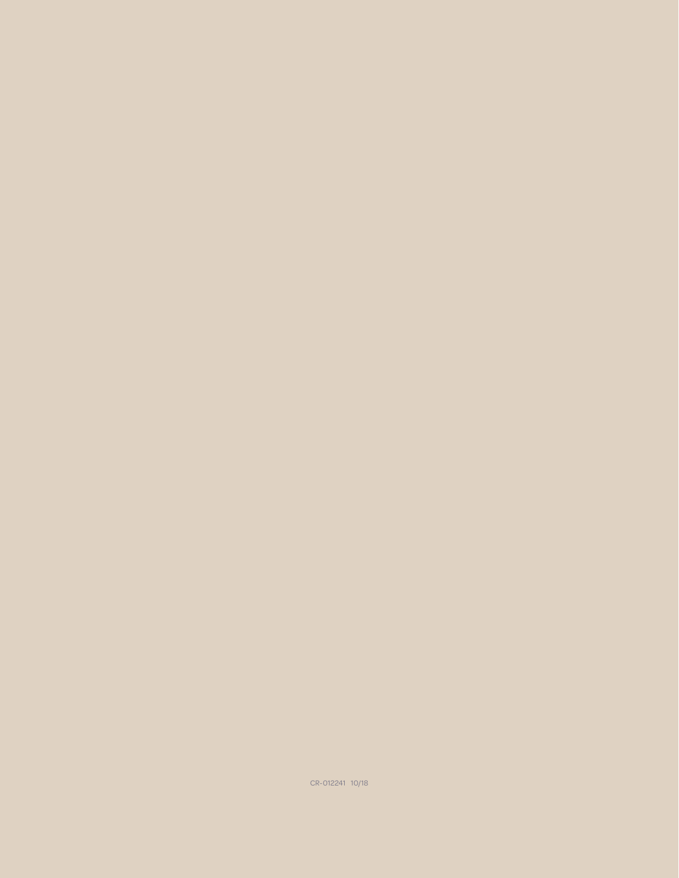CR-012241 10/18